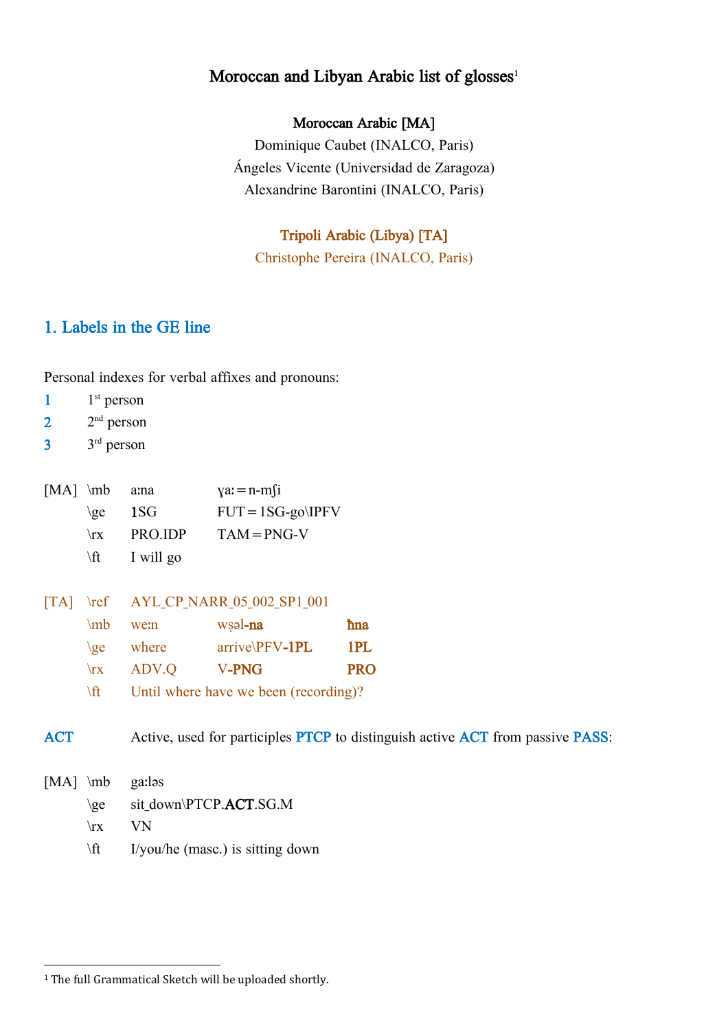# Moroccan and Libyan Arabic list of glosses[1]

**Moroccan Arabic [MA]**

Dominique Caubet (INALCO, Paris)

Ángeles Vicente (Universidad de Zaragoza)

Alexandrine Barontini (INALCO, Paris)

**Tripoli Arabic (Libya) [TA]**

Christophe Pereira (INALCO, Paris)

## 1. Labels in the GE line

Personal indexes for verbal affixes and pronouns:

**1** 1st person

**2** 2nd person

**3** 3rd person

| | | | |
|---|---|---|---|
| [MA] | \mb | aːna | ɣaː=n-mʃi |
| | \ge | **1**SG | FUT=1SG-go\IPFV |
| | \rx | PRO.IDP | TAM=PNG-V |
| | \ft | I will go | |

| | | | | |
|---|---|---|---|---|
| [TA] | \ref | AYL_CP_NARR_05_002_SP1_001 | | |
| | \mb | weːn | wṣəl-**na** | **ħna** |
| | \ge | where | arrive\PFV-**1PL** | **1PL** |
| | \rx | ADV.Q | V-**PNG** | **PRO** |
| | \ft | Until where have we been (recording)? | | |

**ACT** Active, used for participles **PTCP** to distinguish active **ACT** from passive **PASS**:

| | | |
|---|---|---|
| [MA] | \mb | gaːləs |
| | \ge | sit_down\PTCP.**ACT**.SG.M |
| | \rx | VN |
| | \ft | I/you/he (masc.) is sitting down |

[1] The full Grammatical Sketch will be uploaded shortly.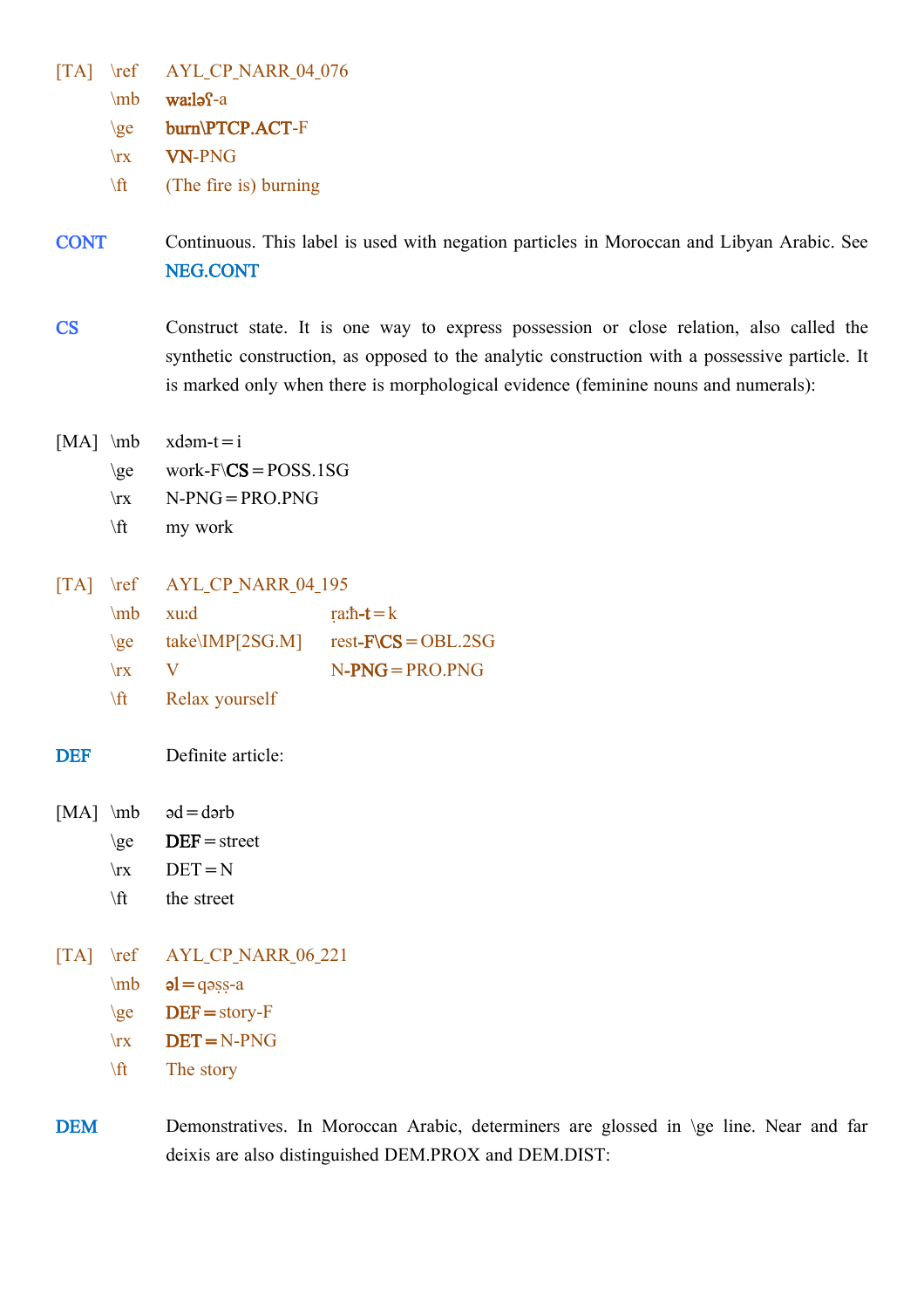[TA] \ref AYL_CP_NARR_04_076
\mb **waːləʕ**-a
\ge **burn\PTCP.ACT**-F
\rx **VN**-PNG
\ft (The fire is) burning

**CONT** Continuous. This label is used with negation particles in Moroccan and Libyan Arabic. See **NEG.CONT**

**CS** Construct state. It is one way to express possession or close relation, also called the synthetic construction, as opposed to the analytic construction with a possessive particle. It is marked only when there is morphological evidence (feminine nouns and numerals):

[MA] \mb xdəm-t=i
\ge work-F\\**CS**=POSS.1SG
\rx N-PNG=PRO.PNG
\ft my work

[TA] \ref AYL_CP_NARR_04_195
\mb xuːd ṛaːħ-**t**=k
\ge take\IMP[2SG.M] rest-**F\CS**=OBL.2SG
\rx V N-**PNG**=PRO.PNG
\ft Relax yourself

**DEF** Definite article:

[MA] \mb əd=dərb
\ge **DEF**=street
\rx DET=N
\ft the street

[TA] \ref AYL_CP_NARR_06_221
\mb **əl**=qəṣṣ-a
\ge **DEF**=story-F
\rx **DET**=N-PNG
\ft The story

**DEM** Demonstratives. In Moroccan Arabic, determiners are glossed in \ge line. Near and far deixis are also distinguished DEM.PROX and DEM.DIST: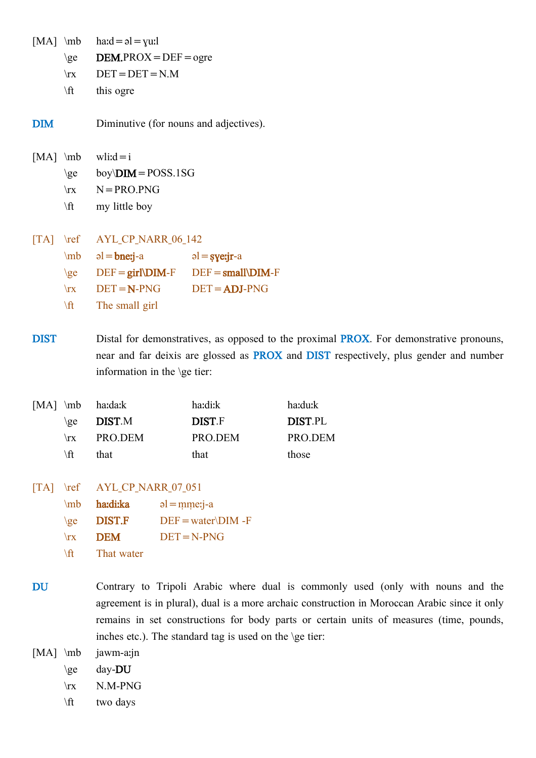| [MA] | \mb | haːd = əl = ɣuːl |
|---|---|---|
| | \ge | **DEM**.PROX = DEF = ogre |
| | \rx | DET = DET = N.M |
| | \ft | this ogre |

**DIM** Diminutive (for nouns and adjectives).

| [MA] | \mb | wliːd = i |
|---|---|---|
| | \ge | boy\\**DIM** = POSS.1SG |
| | \rx | N = PRO.PNG |
| | \ft | my little boy |

| [TA] | \ref | AYL_CP_NARR_06_142 | |
|---|---|---|---|
| | \mb | əl = **bneːj**-a | əl = **ṣɣeːjr**-a |
| | \ge | DEF = **girl\\DIM**-F | DEF = **small\\DIM**-F |
| | \rx | DET = **N**-PNG | DET = **ADJ**-PNG |
| | \ft | The small girl | |

**DIST** Distal for demonstratives, as opposed to the proximal **PROX**. For demonstrative pronouns, near and far deixis are glossed as **PROX** and **DIST** respectively, plus gender and number information in the \ge tier:

| [MA] | \mb | haːdaːk | haːdiːk | haːduːk |
|---|---|---|---|---|
| | \ge | **DIST**.M | **DIST**.F | **DIST**.PL |
| | \rx | PRO.DEM | PRO.DEM | PRO.DEM |
| | \ft | that | that | those |

| [TA] | \ref | AYL_CP_NARR_07_051 | |
|---|---|---|---|
| | \mb | **haːdiːka** | əl = ṃṃeːj-a |
| | \ge | **DIST.F** | DEF = water\\DIM -F |
| | \rx | **DEM** | DET = N-PNG |
| | \ft | That water | |

**DU** Contrary to Tripoli Arabic where dual is commonly used (only with nouns and the agreement is in plural), dual is a more archaic construction in Moroccan Arabic since it only remains in set constructions for body parts or certain units of measures (time, pounds, inches etc.). The standard tag is used on the \ge tier:

| [MA] | \mb | jawm-aːjn |
|---|---|---|
| | \ge | day-**DU** |
| | \rx | N.M-PNG |
| | \ft | two days |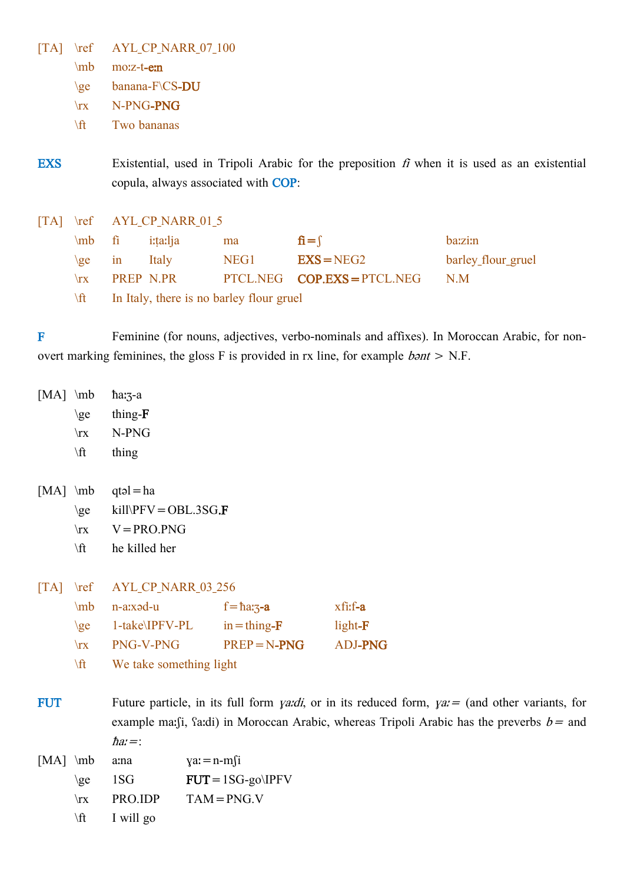[TA] \ref AYL_CP_NARR_07_100

| | |
|---|---|
| \mb | moːz-t-**eːn** |
| \ge | banana-F\CS-**DU** |
| \rx | N-PNG-**PNG** |
| \ft | Two bananas |

**EXS** Existential, used in Tripoli Arabic for the preposition *fi* when it is used as an existential copula, always associated with **COP**:

[TA] \ref AYL_CP_NARR_01_5

| | | | | | |
|---|---|---|---|---|---|
| \mb | fi | iːṭaːlja | ma | **fi**=ʃ | baːziːn |
| \ge | in | Italy | NEG1 | **EXS**=NEG2 | barley_flour_gruel |
| \rx | PREP | N.PR | PTCL.NEG | **COP.EXS**=PTCL.NEG | N.M |
| \ft | In Italy, there is no barley flour gruel | | | | |

**F** Feminine (for nouns, adjectives, verbo-nominals and affixes). In Moroccan Arabic, for non-overt marking feminines, the gloss F is provided in rx line, for example *bənt* > N.F.

[MA]

| | |
|---|---|
| \mb | ħaːʒ-a |
| \ge | thing-**F** |
| \rx | N-PNG |
| \ft | thing |

[MA]

| | |
|---|---|
| \mb | qtəl=ha |
| \ge | kill\PFV=OBL.3SG.**F** |
| \rx | V=PRO.PNG |
| \ft | he killed her |

[TA] \ref AYL_CP_NARR_03_256

| | | | |
|---|---|---|---|
| \mb | n-aːxəd-u | f=ħaːʒ-**a** | xfiːf-**a** |
| \ge | 1-take\IPFV-PL | in=thing-**F** | light-**F** |
| \rx | PNG-V-PNG | PREP=N-**PNG** | ADJ-**PNG** |
| \ft | We take something light | | |

**FUT** Future particle, in its full form *ɣaːdi*, or in its reduced form, *ɣaː=* (and other variants, for example maːʃi, ʕaːdi) in Moroccan Arabic, whereas Tripoli Arabic has the preverbs *b=* and *ħaː=*:

[MA]

| | | |
|---|---|---|
| \mb | aːna | ɣaː=n-mʃi |
| \ge | 1SG | **FUT**=1SG-go\IPFV |
| \rx | PRO.IDP | TAM=PNG.V |
| \ft | I will go | |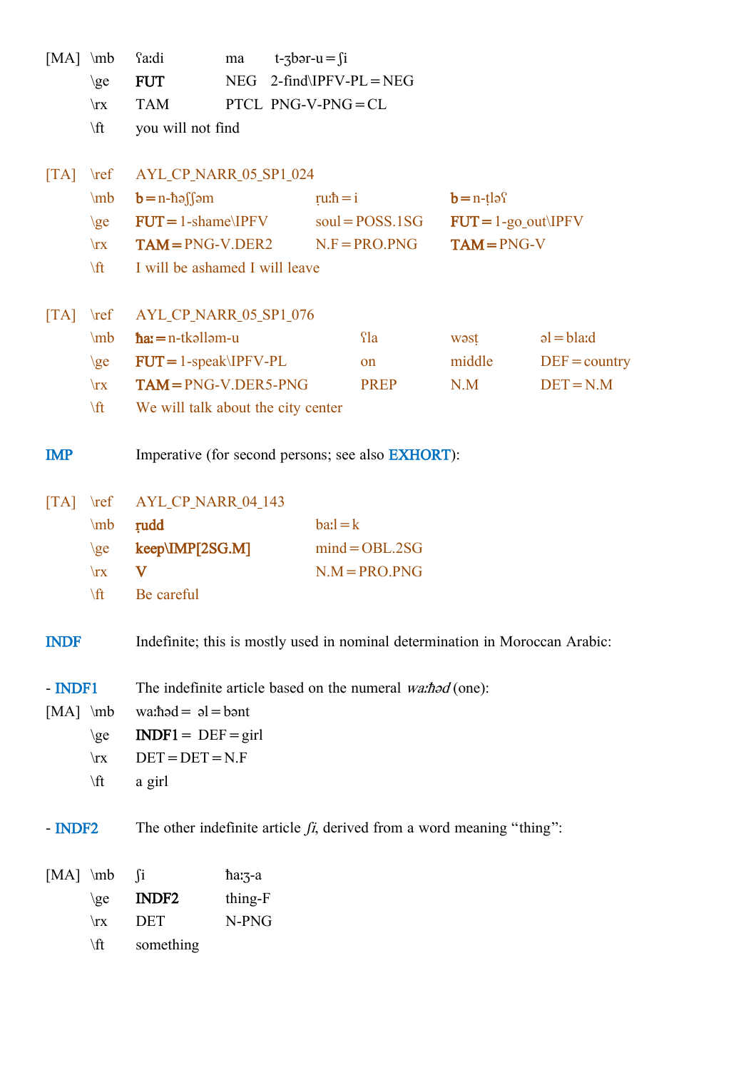| | | | | | |
|---|---|---|---|---|---|
| [MA] | \mb | ʕaːdi | ma | t-ʒbər-u=ʃi | |
| | \ge | **FUT** | NEG | 2-find\IPFV-PL=NEG | |
| | \rx | TAM | PTCL | PNG-V-PNG=CL | |
| | \ft | you will not find | | | |

| | | | | | |
|---|---|---|---|---|---|
| [TA] | \ref | AYL_CP_NARR_05_SP1_024 | | | |
| | \mb | **b**=n-ħəʃʃəm | ṛuːħ=i | **b**=n-ṭləʕ | |
| | \ge | **FUT**=1-shame\IPFV | soul=POSS.1SG | **FUT**=1-go_out\IPFV | |
| | \rx | **TAM**=PNG-V.DER2 | N.F=PRO.PNG | **TAM**=PNG-V | |
| | \ft | I will be ashamed I will leave | | | |

| | | | | | |
|---|---|---|---|---|---|
| [TA] | \ref | AYL_CP_NARR_05_SP1_076 | | | |
| | \mb | **ħaː**=n-tkəlləm-u | ʕla | wəsṭ | əl=blaːd |
| | \ge | **FUT**=1-speak\IPFV-PL | on | middle | DEF=country |
| | \rx | **TAM**=PNG-V.DER5-PNG | PREP | N.M | DET=N.M |
| | \ft | We will talk about the city center | | | |

**IMP** Imperative (for second persons; see also **EXHORT**):

| | | | |
|---|---|---|---|
| [TA] | \ref | AYL_CP_NARR_04_143 | |
| | \mb | **ṛudd** | baːl=k |
| | \ge | **keep\IMP[2SG.M]** | mind=OBL.2SG |
| | \rx | **V** | N.M=PRO.PNG |
| | \ft | Be careful | |

**INDF** Indefinite; this is mostly used in nominal determination in Moroccan Arabic:

- **INDF1** The indefinite article based on the numeral *waːħəd* (one):

| | | | |
|---|---|---|---|
| [MA] | \mb | waːħəd= | əl=bənt |
| | \ge | **INDF1**= | DEF=girl |
| | \rx | DET= | DET=N.F |
| | \ft | a girl | |

- **INDF2** The other indefinite article *ʃi*, derived from a word meaning "thing":

| | | | |
|---|---|---|---|
| [MA] | \mb | ʃi | ħaːʒ-a |
| | \ge | **INDF2** | thing-F |
| | \rx | DET | N-PNG |
| | \ft | something | |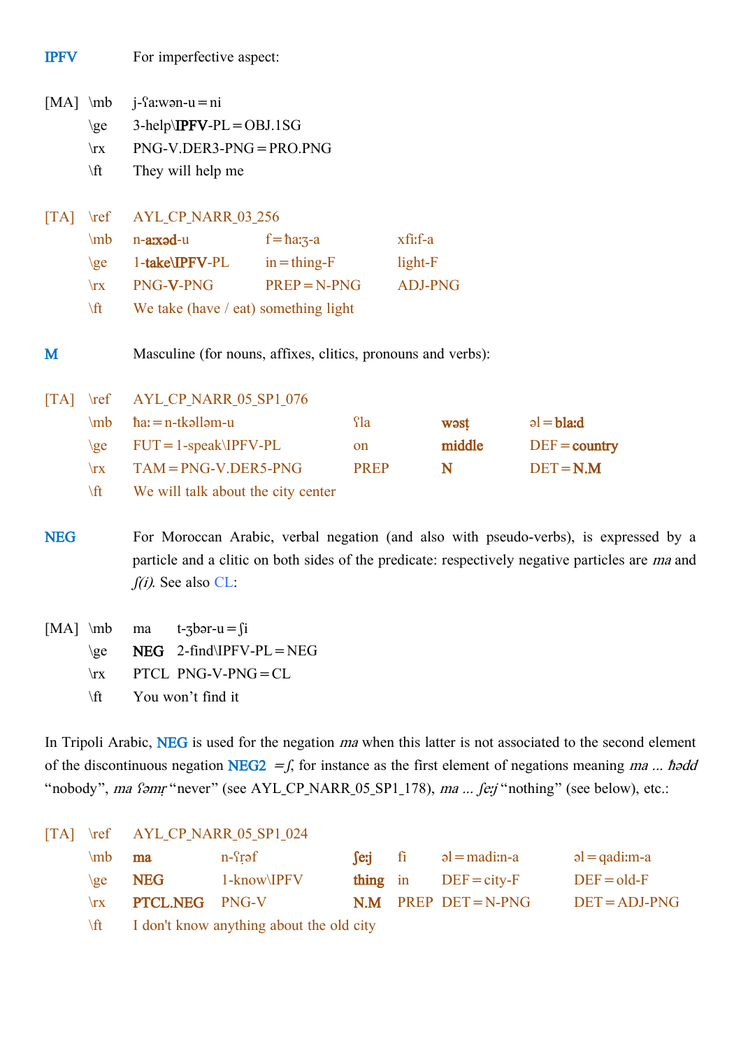**IPFV** For imperfective aspect:

| [MA] | \mb | j-ʕaːwən-u=ni |
|---|---|---|
| | \ge | 3-help\IPFV-PL=OBJ.1SG |
| | \rx | PNG-V.DER3-PNG=PRO.PNG |
| | \ft | They will help me |

| [TA] | \ref | AYL_CP_NARR_03_256 | | |
|---|---|---|---|---|
| | \mb | n-**aːxəd**-u | f=ħaːʒ-a | xfiːf-a |
| | \ge | 1-**take\IPFV**-PL | in=thing-F | light-F |
| | \rx | PNG-**V**-PNG | PREP=N-PNG | ADJ-PNG |
| | \ft | We take (have / eat) something light | | |

**M** Masculine (for nouns, affixes, clitics, pronouns and verbs):

| [TA] | \ref | AYL_CP_NARR_05_SP1_076 | | | |
|---|---|---|---|---|---|
| | \mb | ħaː=n-tkəlləm-u | ʕla | **wəsṭ** | əl=**blaːd** |
| | \ge | FUT=1-speak\IPFV-PL | on | **middle** | DEF=**country** |
| | \rx | TAM=PNG-V.DER5-PNG | PREP | **N** | DET=**N.M** |
| | \ft | We will talk about the city center | | | |

**NEG** For Moroccan Arabic, verbal negation (and also with pseudo-verbs), is expressed by a particle and a clitic on both sides of the predicate: respectively negative particles are *ma* and *ʃ(i)*. See also CL:

| [MA] | \mb | ma | t-ʒbər-u=ʃi |
|---|---|---|---|
| | \ge | **NEG** | 2-find\IPFV-PL=NEG |
| | \rx | PTCL | PNG-V-PNG=CL |
| | \ft | You won't find it | |

In Tripoli Arabic, NEG is used for the negation *ma* when this latter is not associated to the second element of the discontinuous negation NEG2 *=ʃ*, for instance as the first element of negations meaning *ma ... ħədd* "nobody", *ma ʕəmṛ* "never" (see AYL_CP_NARR_05_SP1_178), *ma ... ʃeːj* "nothing" (see below), etc.:

| [TA] | \ref | AYL_CP_NARR_05_SP1_024 | | | | | |
|---|---|---|---|---|---|---|---|
| | \mb | **ma** | n-ʕṛəf | **ʃeːj** | fi | əl=madiːn-a | əl=qadiːm-a |
| | \ge | **NEG** | 1-know\IPFV | **thing** | in | DEF=city-F | DEF=old-F |
| | \rx | **PTCL.NEG** | PNG-V | **N.M** | PREP | DET=N-PNG | DET=ADJ-PNG |
| | \ft | I don't know anything about the old city | | | | | |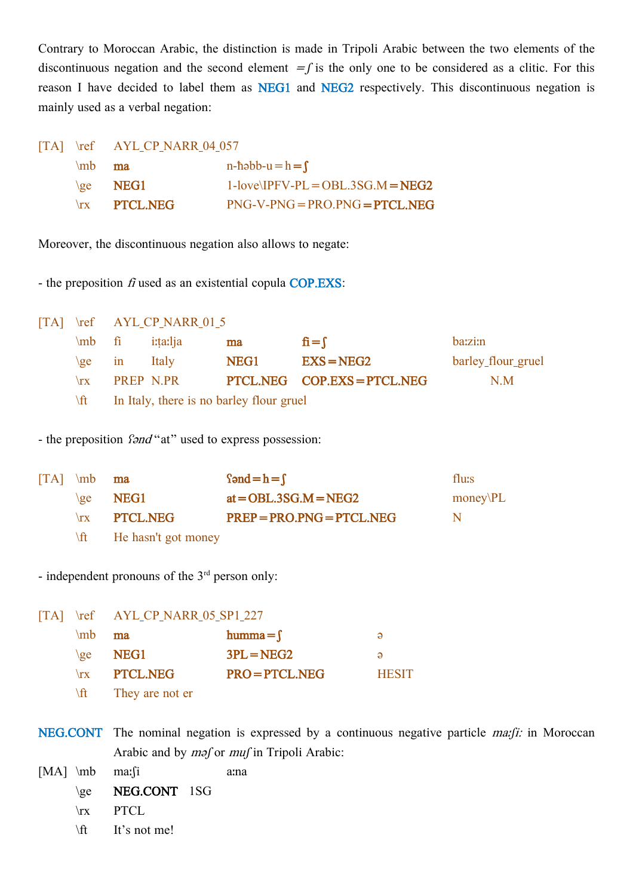Contrary to Moroccan Arabic, the distinction is made in Tripoli Arabic between the two elements of the discontinuous negation and the second element =ʃ is the only one to be considered as a clitic. For this reason I have decided to label them as NEG1 and NEG2 respectively. This discontinuous negation is mainly used as a verbal negation:

```
[TA]  \ref  AYL_CP_NARR_04_057
      \mb   ma          n-ħəbb-u=h=ʃ
      \ge   NEG1        1-love\IPFV-PL=OBL.3SG.M=NEG2
      \rx   PTCL.NEG    PNG-V-PNG=PRO.PNG=PTCL.NEG
```

Moreover, the discontinuous negation also allows to negate:

- the preposition *fi* used as an existential copula COP.EXS:

```
[TA]  \ref  AYL_CP_NARR_01_5
      \mb   fi     iːṭaːlja   ma          fi=ʃ               baːziːn
      \ge   in     Italy      NEG1        EXS=NEG2           barley_flour_gruel
      \rx   PREP   N.PR       PTCL.NEG    COP.EXS=PTCL.NEG   N.M
      \ft   In Italy, there is no barley flour gruel
```

- the preposition *ʕənd* "at" used to express possession:

```
[TA]  \mb   ma          ʕənd=h=ʃ                  fluːs
      \ge   NEG1        at=OBL.3SG.M=NEG2         money\PL
      \rx   PTCL.NEG    PREP=PRO.PNG=PTCL.NEG     N
      \ft   He hasn't got money
```

- independent pronouns of the 3rd person only:

```
[TA]  \ref  AYL_CP_NARR_05_SP1_227
      \mb   ma          humma=ʃ          ə
      \ge   NEG1        3PL=NEG2         ə
      \rx   PTCL.NEG    PRO=PTCL.NEG     HESIT
      \ft   They are not er
```

NEG.CONT The nominal negation is expressed by a continuous negative particle *maːʃiː* in Moroccan Arabic and by *məʃ* or *muʃ* in Tripoli Arabic:

```
[MA]  \mb   maːʃi       aːna
      \ge   NEG.CONT    1SG
      \rx   PTCL
      \ft   It's not me!
```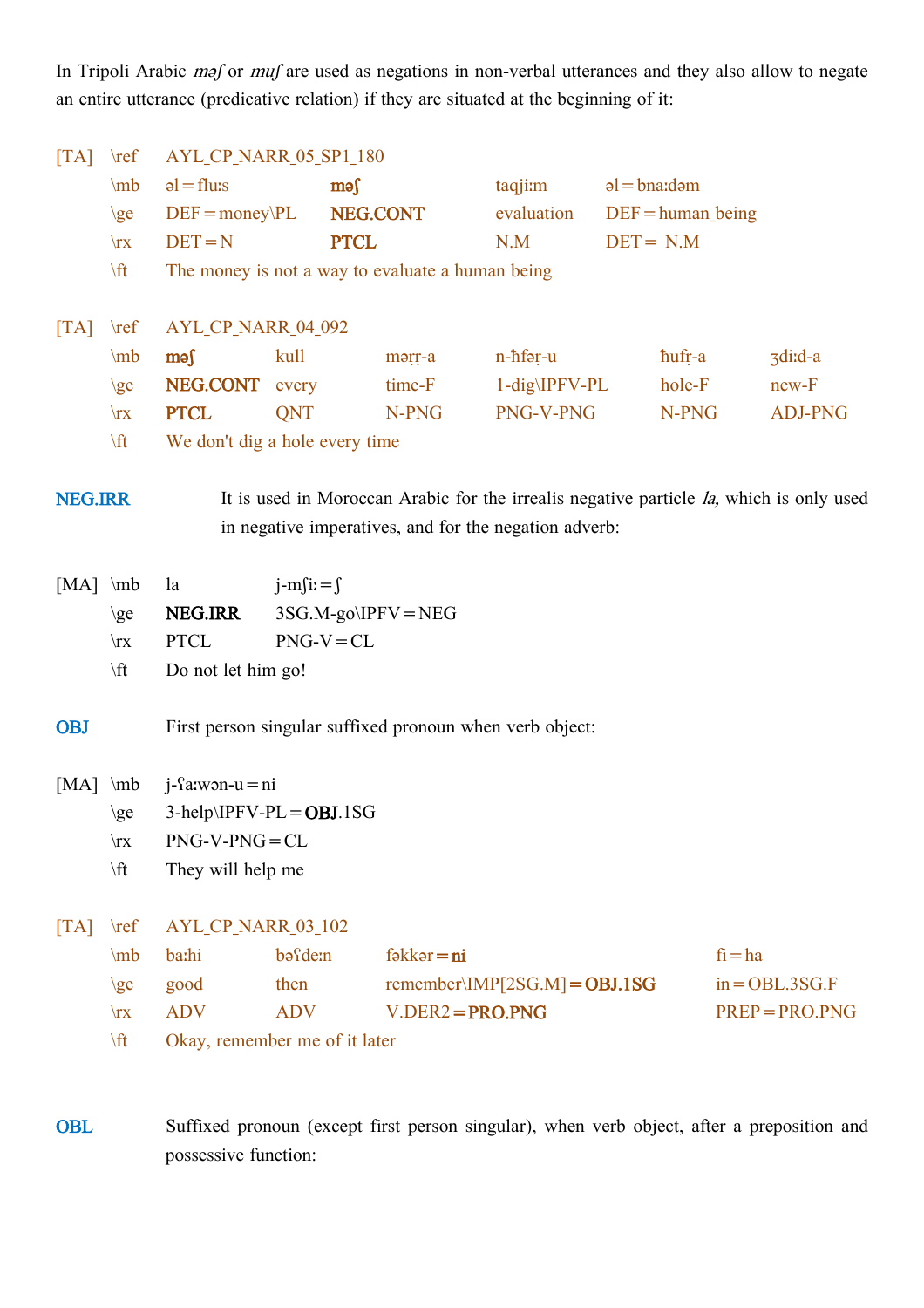In Tripoli Arabic *məʃ* or *muʃ* are used as negations in non-verbal utterances and they also allow to negate an entire utterance (predicative relation) if they are situated at the beginning of it:

| [TA] | \ref | AYL_CP_NARR_05_SP1_180 | | | |
|---|---|---|---|---|---|
| | \mb | əl=fluːs | **məʃ** | taqjiːm | əl=bnaːdəm |
| | \ge | DEF=money\PL | **NEG.CONT** | evaluation | DEF=human_being |
| | \rx | DET=N | **PTCL** | N.M | DET= N.M |
| | \ft | The money is not a way to evaluate a human being | | | |

| [TA] | \ref | AYL_CP_NARR_04_092 | | | | | |
|---|---|---|---|---|---|---|---|
| | \mb | **məʃ** | kull | məṛṛ-a | n-ħfəṛ-u | ħufṛ-a | ʒdiːd-a |
| | \ge | **NEG.CONT** | every | time-F | 1-dig\IPFV-PL | hole-F | new-F |
| | \rx | **PTCL** | QNT | N-PNG | PNG-V-PNG | N-PNG | ADJ-PNG |
| | \ft | We don't dig a hole every time | | | | | |

**NEG.IRR** It is used in Moroccan Arabic for the irrealis negative particle *la,* which is only used in negative imperatives, and for the negation adverb:

| [MA] | \mb | la | j-mʃiː=ʃ |
|---|---|---|---|
| | \ge | **NEG.IRR** | 3SG.M-go\IPFV=NEG |
| | \rx | PTCL | PNG-V=CL |
| | \ft | Do not let him go! | |

**OBJ** First person singular suffixed pronoun when verb object:

| [MA] | \mb | j-ʕaːwən-u=ni |
|---|---|---|
| | \ge | 3-help\IPFV-PL=**OBJ**.1SG |
| | \rx | PNG-V-PNG=CL |
| | \ft | They will help me |

| [TA] | \ref | AYL_CP_NARR_03_102 | | | |
|---|---|---|---|---|---|
| | \mb | baːhi | bəʕdeːn | fəkkər=**ni** | fi=ha |
| | \ge | good | then | remember\IMP[2SG.M]=**OBJ.1SG** | in=OBL.3SG.F |
| | \rx | ADV | ADV | V.DER2=**PRO.PNG** | PREP=PRO.PNG |
| | \ft | Okay, remember me of it later | | | |

**OBL** Suffixed pronoun (except first person singular), when verb object, after a preposition and possessive function: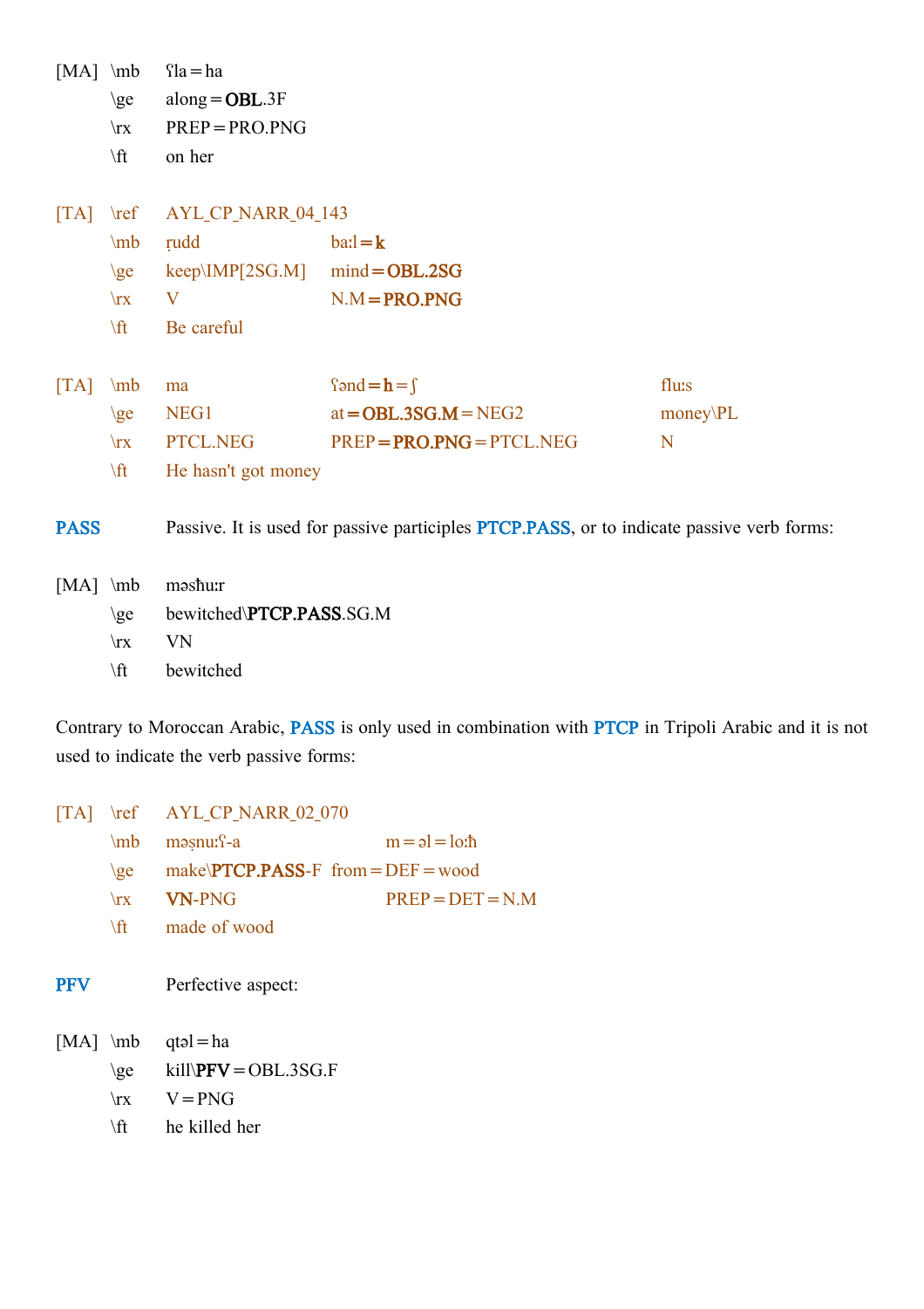[MA] \mb ʕla=ha
\ge along=**OBL**.3F
\rx PREP=PRO.PNG
\ft on her

| | | | | |
|---|---|---|---|---|
| [TA] | \ref | AYL_CP_NARR_04_143 | | |
| | \mb | ṛudd | baːl=**k** | |
| | \ge | keep\IMP[2SG.M] | mind=**OBL.2SG** | |
| | \rx | V | N.M=**PRO.PNG** | |
| | \ft | Be careful | | |

| | | | | |
|---|---|---|---|---|
| [TA] | \mb | ma | ʕənd=**h**=ʃ | fluːs |
| | \ge | NEG1 | at=**OBL.3SG.M**=NEG2 | money\PL |
| | \rx | PTCL.NEG | PREP=**PRO.PNG**=PTCL.NEG | N |
| | \ft | He hasn't got money | | |

**PASS** Passive. It is used for passive participles **PTCP.PASS**, or to indicate passive verb forms:

[MA] \mb məsħuːr
\ge bewitched\**PTCP.PASS**.SG.M
\rx VN
\ft bewitched

Contrary to Moroccan Arabic, **PASS** is only used in combination with **PTCP** in Tripoli Arabic and it is not used to indicate the verb passive forms:

| | | | |
|---|---|---|---|
| [TA] | \ref | AYL_CP_NARR_02_070 | |
| | \mb | məṣnuːʕ-a | m=əl=loːħ |
| | \ge | make\**PTCP.PASS**-F | from=DEF=wood |
| | \rx | **VN**-PNG | PREP=DET=N.M |
| | \ft | made of wood | |

**PFV** Perfective aspect:

[MA] \mb qtəl=ha
\ge kill\**PFV**=OBL.3SG.F
\rx V=PNG
\ft he killed her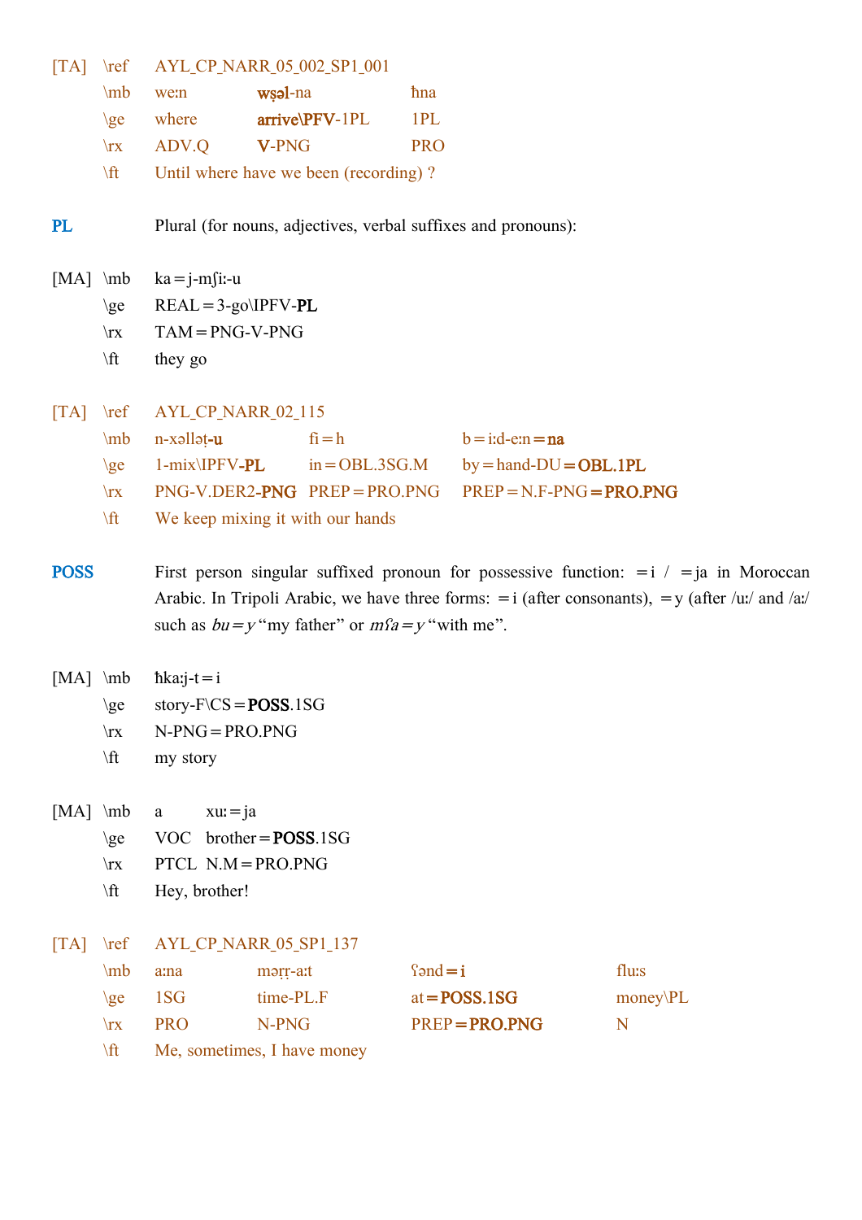[TA] \ref AYL_CP_NARR_05_002_SP1_001

| | | | |
|---|---|---|---|
| \mb | weːn | wṣəl-na | ħna |
| \ge | where | arrive\PFV-1PL | 1PL |
| \rx | ADV.Q | V-PNG | PRO |
| \ft | Until where have we been (recording) ? | | |

**PL** Plural (for nouns, adjectives, verbal suffixes and pronouns):

[MA]

| | |
|---|---|
| \mb | ka=j-mʃiː-u |
| \ge | REAL=3-go\IPFV-**PL** |
| \rx | TAM=PNG-V-PNG |
| \ft | they go |

[TA] \ref AYL_CP_NARR_02_115

| | | | |
|---|---|---|---|
| \mb | n-xəlləṭ-**u** | fi=h | b=iːd-eːn=**na** |
| \ge | 1-mix\IPFV-**PL** | in=OBL.3SG.M | by=hand-DU=**OBL.1PL** |
| \rx | PNG-V.DER2-**PNG** | PREP=PRO.PNG | PREP=N.F-PNG=**PRO.PNG** |
| \ft | We keep mixing it with our hands | | |

**POSS** First person singular suffixed pronoun for possessive function: =i / =ja in Moroccan Arabic. In Tripoli Arabic, we have three forms: =i (after consonants), =y (after /uː/ and /aː/ such as *bu=y* "my father" or *mʕa=y* "with me".

[MA]

| | |
|---|---|
| \mb | ħkaːj-t=i |
| \ge | story-F\CS=**POSS**.1SG |
| \rx | N-PNG=PRO.PNG |
| \ft | my story |

[MA]

| | | |
|---|---|---|
| \mb | a | xuː=ja |
| \ge | VOC | brother=**POSS**.1SG |
| \rx | PTCL | N.M=PRO.PNG |
| \ft | Hey, brother! | |

[TA] \ref AYL_CP_NARR_05_SP1_137

| | | | | |
|---|---|---|---|---|
| \mb | aːna | məṛṛ-aːt | ʕənd=**i** | fluːs |
| \ge | 1SG | time-PL.F | at=**POSS.1SG** | money\PL |
| \rx | PRO | N-PNG | PREP=**PRO.PNG** | N |
| \ft | Me, sometimes, I have money | | | |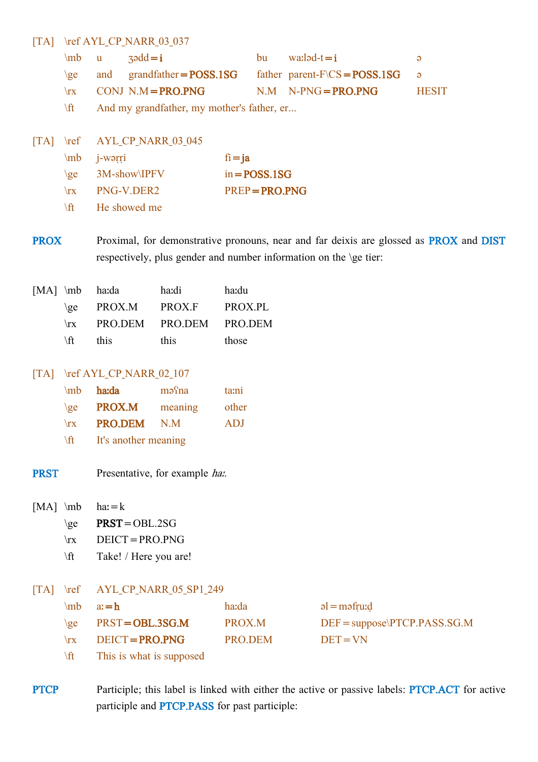[TA] \ref AYL_CP_NARR_03_037

| | | | | | |
|---|---|---|---|---|---|
| \mb | u | ʒədd=**i** | bu | waːləd-t=**i** | ə |
| \ge | and | grandfather=**POSS.1SG** | father | parent-F\CS=**POSS.1SG** | ə |
| \rx | CONJ | N.M=**PRO.PNG** | N.M | N-PNG=**PRO.PNG** | HESIT |
| \ft | And my grandfather, my mother's father, er... | | | | |

[TA] \ref AYL_CP_NARR_03_045

| | | |
|---|---|---|
| \mb | j-wəṛṛi | fi=**ja** |
| \ge | 3M-show\IPFV | in=**POSS.1SG** |
| \rx | PNG-V.DER2 | PREP=**PRO.PNG** |
| \ft | He showed me | |

**PROX** Proximal, for demonstrative pronouns, near and far deixis are glossed as **PROX** and **DIST** respectively, plus gender and number information on the \ge tier:

[MA]

| | | | |
|---|---|---|---|
| \mb | haːda | haːdi | haːdu |
| \ge | PROX.M | PROX.F | PROX.PL |
| \rx | PRO.DEM | PRO.DEM | PRO.DEM |
| \ft | this | this | those |

[TA] \ref AYL_CP_NARR_02_107

| | | | |
|---|---|---|---|
| \mb | **haːda** | məʕna | taːni |
| \ge | **PROX.M** | meaning | other |
| \rx | **PRO.DEM** | N.M | ADJ |
| \ft | It's another meaning | | |

**PRST** Presentative, for example *haː.*

[MA]

| | |
|---|---|
| \mb | haː=k |
| \ge | **PRST**=OBL.2SG |
| \rx | DEICT=PRO.PNG |
| \ft | Take! / Here you are! |

[TA] \ref AYL_CP_NARR_05_SP1_249

| | | | |
|---|---|---|---|
| \mb | aː=**h** | haːda | əl=məfṛuːḍ |
| \ge | PRST=**OBL.3SG.M** | PROX.M | DEF=suppose\PTCP.PASS.SG.M |
| \rx | DEICT=**PRO.PNG** | PRO.DEM | DET=VN |
| \ft | This is what is supposed | | |

**PTCP** Participle; this label is linked with either the active or passive labels: **PTCP.ACT** for active participle and **PTCP.PASS** for past participle: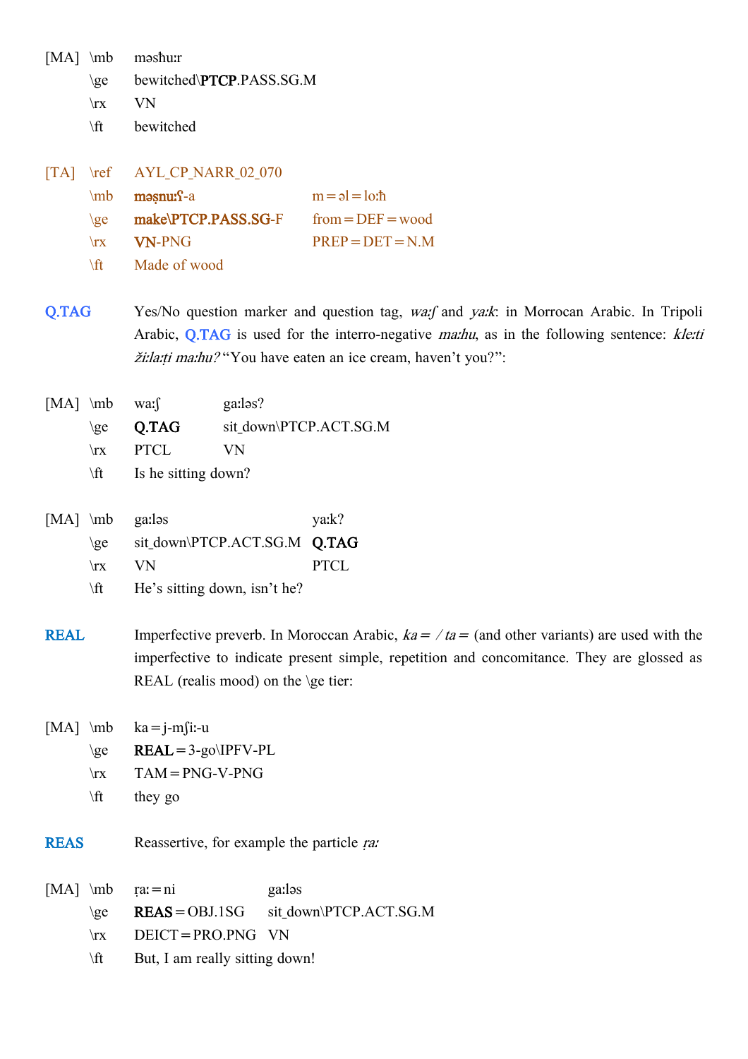[MA] \mb məsħuːr
\ge bewitched\PTCP.PASS.SG.M
\rx VN
\ft bewitched

[TA] \ref AYL_CP_NARR_02_070
\mb məṣnuːʕ-a m=əl=loːħ
\ge make\PTCP.PASS.SG-F from=DEF=wood
\rx VN-PNG PREP=DET=N.M
\ft Made of wood

Q.TAG Yes/No question marker and question tag, *waːʃ* and *yaːk*: in Morrocan Arabic. In Tripoli Arabic, Q.TAG is used for the interro-negative *maːhu*, as in the following sentence: *kleːti žiːlaṭi maːhu?* "You have eaten an ice cream, haven't you?":

[MA] \mb waːʃ gaːləs?
\ge Q.TAG sit_down\PTCP.ACT.SG.M
\rx PTCL VN
\ft Is he sitting down?

[MA] \mb gaːləs yaːk?
\ge sit_down\PTCP.ACT.SG.M Q.TAG
\rx VN PTCL
\ft He's sitting down, isn't he?

REAL Imperfective preverb. In Moroccan Arabic, *ka= / ta=* (and other variants) are used with the imperfective to indicate present simple, repetition and concomitance. They are glossed as REAL (realis mood) on the \ge tier:

[MA] \mb ka=j-mʃiː-u
\ge REAL=3-go\IPFV-PL
\rx TAM=PNG-V-PNG
\ft they go

REAS Reassertive, for example the particle *ṛaː*

[MA] \mb ṛaː=ni gaːləs
\ge REAS=OBJ.1SG sit_down\PTCP.ACT.SG.M
\rx DEICT=PRO.PNG VN
\ft But, I am really sitting down!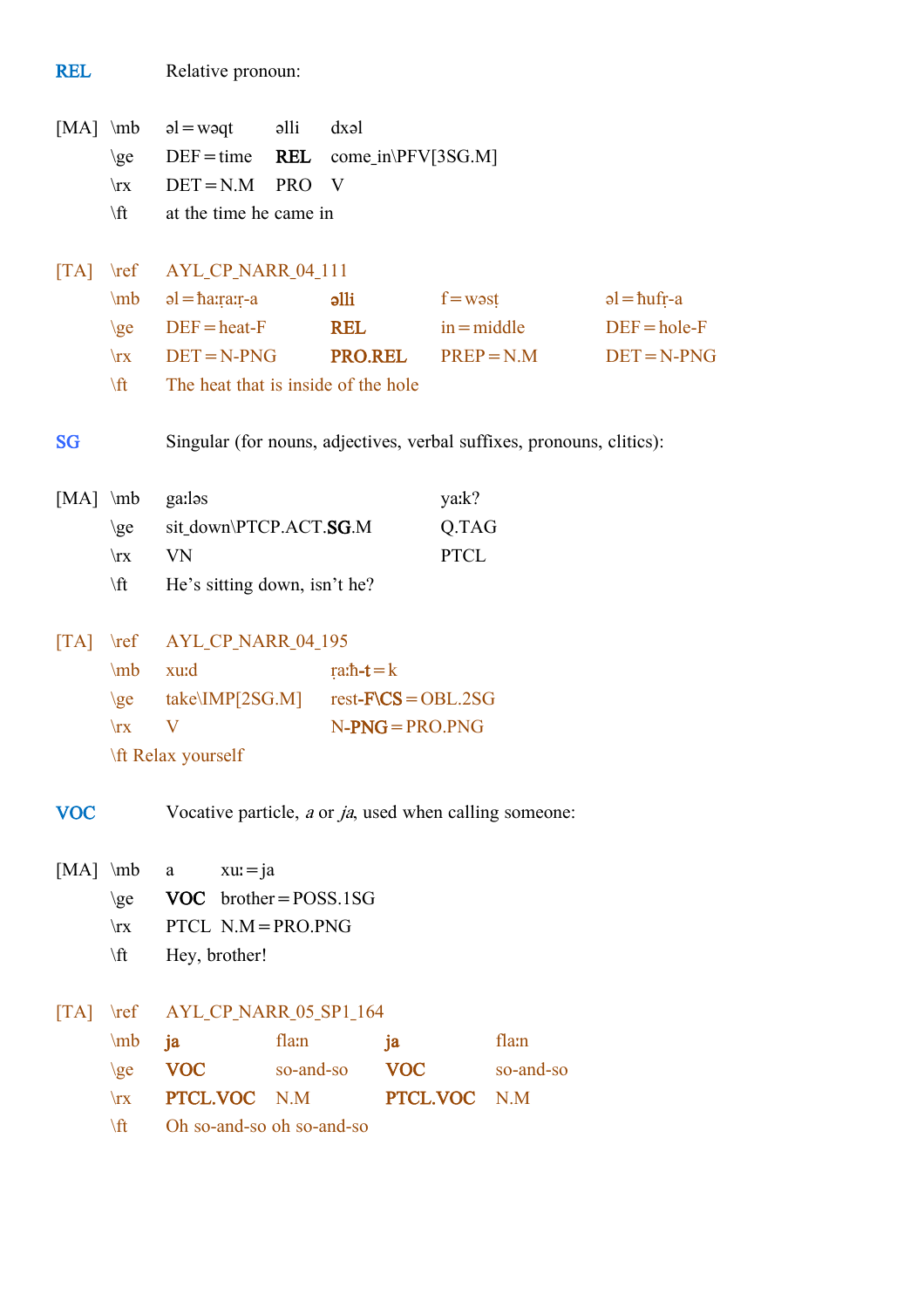**REL** Relative pronoun:

[MA]

| \mb | əl=wəqt | əlli | dxəl |
|---|---|---|---|
| \ge | DEF=time | **REL** | come_in\PFV[3SG.M] |
| \rx | DET=N.M | PRO | V |
| \ft | at the time he came in | | |

[TA]

| \ref | AYL_CP_NARR_04_111 | | | |
|---|---|---|---|---|
| \mb | əl=ħaːṛaːṛ-a | **əlli** | f=wəsṭ | əl=ħufṛ-a |
| \ge | DEF=heat-F | **REL** | in=middle | DEF=hole-F |
| \rx | DET=N-PNG | **PRO.REL** | PREP=N.M | DET=N-PNG |
| \ft | The heat that is inside of the hole | | | |

**SG** Singular (for nouns, adjectives, verbal suffixes, pronouns, clitics):

[MA]

| \mb | gaːləs | yaːk? |
|---|---|---|
| \ge | sit_down\PTCP.ACT.**SG**.M | Q.TAG |
| \rx | VN | PTCL |
| \ft | He's sitting down, isn't he? | |

[TA]

| \ref | AYL_CP_NARR_04_195 | |
|---|---|---|
| \mb | xuːd | ṛaːħ-**t**=k |
| \ge | take\IMP[2SG.M] | rest-**F\CS**=OBL.2SG |
| \rx | V | N-**PNG**=PRO.PNG |
| \ft | Relax yourself | |

**VOC** Vocative particle, *a* or *ja*, used when calling someone:

[MA]

| \mb | a | xuː=ja |
|---|---|---|
| \ge | **VOC** | brother=POSS.1SG |
| \rx | PTCL | N.M=PRO.PNG |
| \ft | Hey, brother! | |

[TA]

| \ref | AYL_CP_NARR_05_SP1_164 | | | |
|---|---|---|---|---|
| \mb | **ja** | flaːn | **ja** | flaːn |
| \ge | **VOC** | so-and-so | **VOC** | so-and-so |
| \rx | **PTCL.VOC** | N.M | **PTCL.VOC** | N.M |
| \ft | Oh so-and-so oh so-and-so | | | |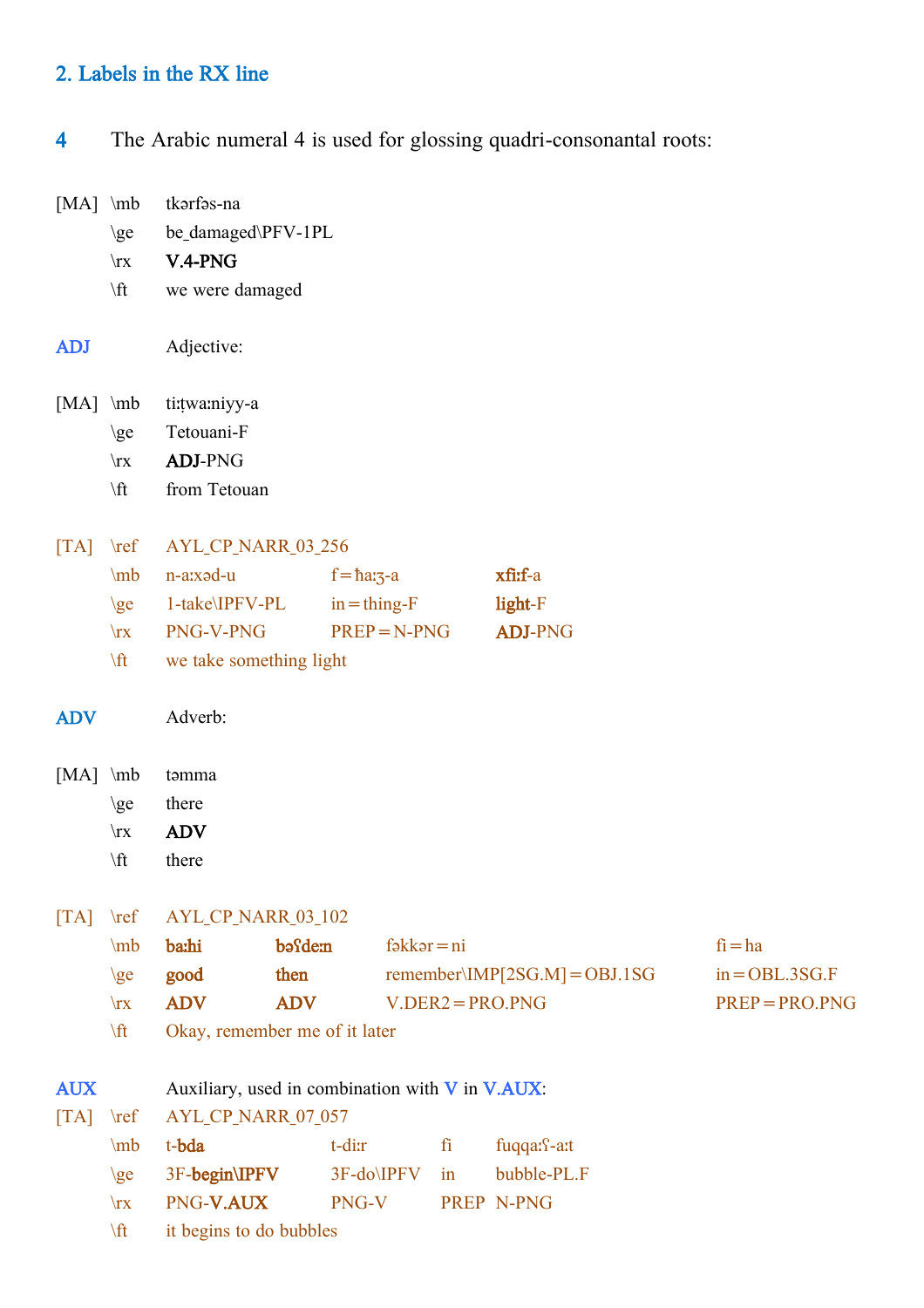## 2. Labels in the RX line

**4** The Arabic numeral 4 is used for glossing quadri-consonantal roots:

[MA]

| | |
|---|---|
| \mb | tkərfəs-na |
| \ge | be_damaged\PFV-1PL |
| \rx | **V.4-PNG** |
| \ft | we were damaged |

**ADJ** Adjective:

[MA]

| | |
|---|---|
| \mb | tiṭwaːniyy-a |
| \ge | Tetouani-F |
| \rx | **ADJ**-PNG |
| \ft | from Tetouan |

[TA]

| | | | |
|---|---|---|---|
| \ref | AYL_CP_NARR_03_256 | | |
| \mb | n-aːxəd-u | f=ħaːʒ-a | **xfiːf**-a |
| \ge | 1-take\IPFV-PL | in=thing-F | **light**-F |
| \rx | PNG-V-PNG | PREP=N-PNG | **ADJ**-PNG |
| \ft | we take something light | | |

**ADV** Adverb:

[MA]

| | |
|---|---|
| \mb | təmma |
| \ge | there |
| \rx | **ADV** |
| \ft | there |

[TA]

| | | | | |
|---|---|---|---|---|
| \ref | AYL_CP_NARR_03_102 | | | |
| \mb | **baːhi** | **bəʕdeːn** | fəkkər=ni | fi=ha |
| \ge | **good** | **then** | remember\IMP[2SG.M]=OBJ.1SG | in=OBL.3SG.F |
| \rx | **ADV** | **ADV** | V.DER2=PRO.PNG | PREP=PRO.PNG |
| \ft | Okay, remember me of it later | | | |

**AUX** Auxiliary, used in combination with V in V.AUX:

[TA]

| | | | | |
|---|---|---|---|---|
| \ref | AYL_CP_NARR_07_057 | | | |
| \mb | t-**bda** | t-diːr | fi | fuqqaːʕ-aːt |
| \ge | 3F-**begin\IPFV** | 3F-do\IPFV | in | bubble-PL.F |
| \rx | PNG-**V.AUX** | PNG-V | PREP | N-PNG |
| \ft | it begins to do bubbles | | | |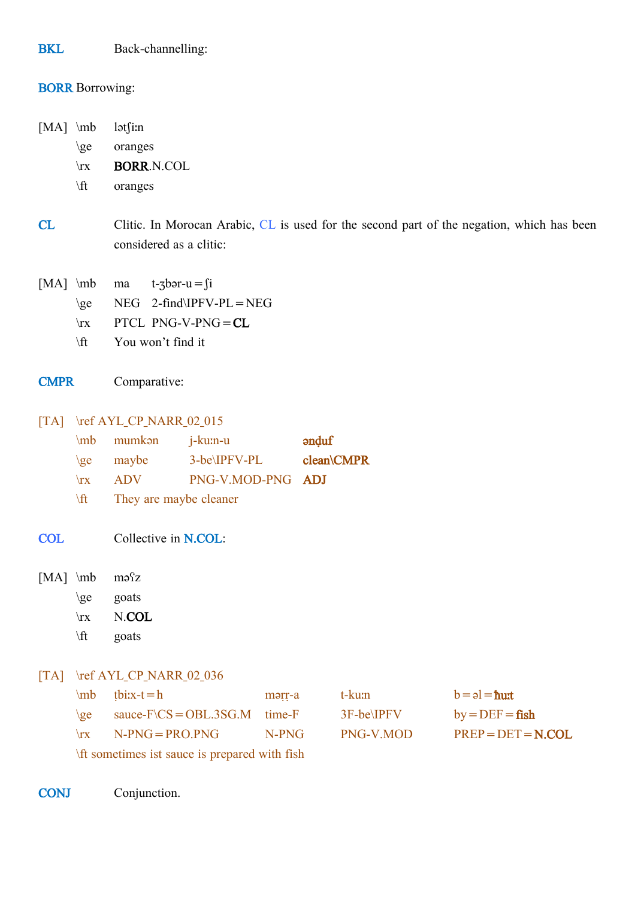**BKL** Back-channelling:

**BORR** Borrowing:

[MA] \mb lətʃiːn
\ge oranges
\rx **BORR**.N.COL
\ft oranges

**CL** Clitic. In Morocan Arabic, CL is used for the second part of the negation, which has been considered as a clitic:

| [MA] | \mb | ma | t-ʒbər-u=ʃi |
|---|---|---|---|
| | \ge | NEG | 2-find\IPFV-PL=NEG |
| | \rx | PTCL | PNG-V-PNG=**CL** |
| | \ft | You won't find it | |

**CMPR** Comparative:

| [TA] | \ref AYL_CP_NARR_02_015 | | | |
|---|---|---|---|---|
| | \mb | mumkən | j-kuːn-u | **ənḍuf** |
| | \ge | maybe | 3-be\IPFV-PL | **clean\CMPR** |
| | \rx | ADV | PNG-V.MOD-PNG | **ADJ** |
| | \ft | They are maybe cleaner | | |

**COL** Collective in **N.COL**:

[MA] \mb məʕz
\ge goats
\rx N.**COL**
\ft goats

| [TA] | \ref AYL_CP_NARR_02_036 | | | | |
|---|---|---|---|---|---|
| | \mb | ṭbiːx-t=h | məṛṛ-a | t-kuːn | b=əl=**ħuːt** |
| | \ge | sauce-F\CS=OBL.3SG.M | time-F | 3F-be\IPFV | by=DEF=**fish** |
| | \rx | N-PNG=PRO.PNG | N-PNG | PNG-V.MOD | PREP=DET=**N.COL** |
| | \ft sometimes ist sauce is prepared with fish | | | | |

**CONJ** Conjunction.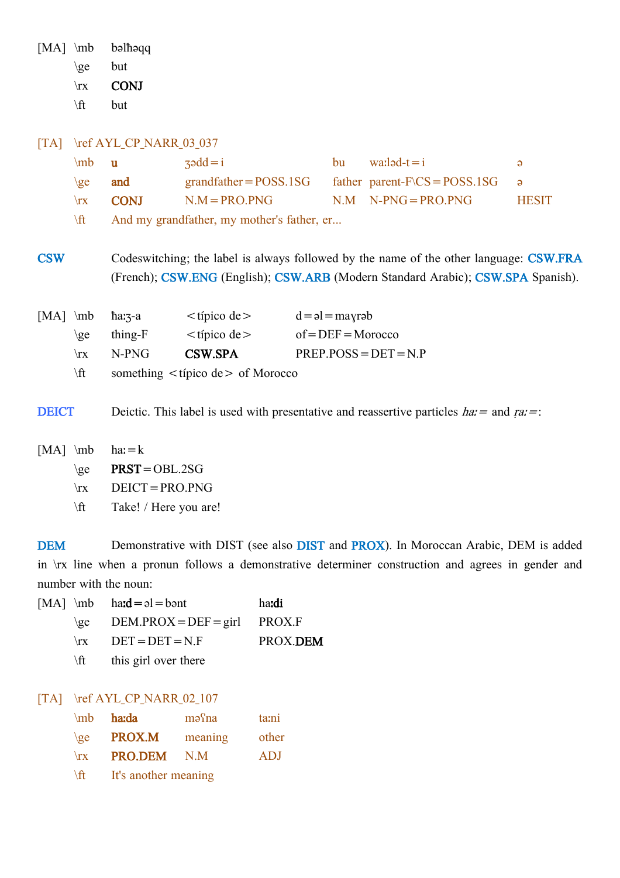[MA] \mb bəlħəqq
\ge but
\rx **CONJ**
\ft but

[TA] \ref AYL_CP_NARR_03_037

| | | | | | |
|---|---|---|---|---|---|
| \mb | **u** | ʒədd=i | bu | wa:ləd-t=i | ə |
| \ge | **and** | grandfather=POSS.1SG | father | parent-F\CS=POSS.1SG | ə |
| \rx | **CONJ** | N.M=PRO.PNG | N.M | N-PNG=PRO.PNG | HESIT |
| \ft | And my grandfather, my mother's father, er... | | | | |

**CSW** Codeswitching; the label is always followed by the name of the other language: CSW.FRA (French); CSW.ENG (English); CSW.ARB (Modern Standard Arabic); CSW.SPA Spanish).

[MA]

| | | | |
|---|---|---|---|
| \mb | ħa:ʒ-a | <típico de> | d=əl=maɣrəb |
| \ge | thing-F | <típico de> | of=DEF=Morocco |
| \rx | N-PNG | **CSW.SPA** | PREP.POSS=DET=N.P |
| \ft | something <típico de> of Morocco | | |

**DEICT** Deictic. This label is used with presentative and reassertive particles *ha:=* and *ṛa:=*:

[MA] \mb ha:=k
\ge **PRST**=OBL.2SG
\rx DEICT=PRO.PNG
\ft Take! / Here you are!

**DEM** Demonstrative with DIST (see also DIST and PROX). In Moroccan Arabic, DEM is added in \rx line when a pronun follows a demonstrative determiner construction and agrees in gender and number with the noun:

[MA]

| | | |
|---|---|---|
| \mb | ha**:d=**əl=bənt | ha**:di** |
| \ge | DEM.PROX=DEF=girl | PROX.F |
| \rx | DET=DET=N.F | PROX.**DEM** |
| \ft | this girl over there | |

[TA] \ref AYL_CP_NARR_02_107

| | | | |
|---|---|---|---|
| \mb | **ha:da** | məʕna | ta:ni |
| \ge | **PROX.M** | meaning | other |
| \rx | **PRO.DEM** | N.M | ADJ |
| \ft | It's another meaning | | |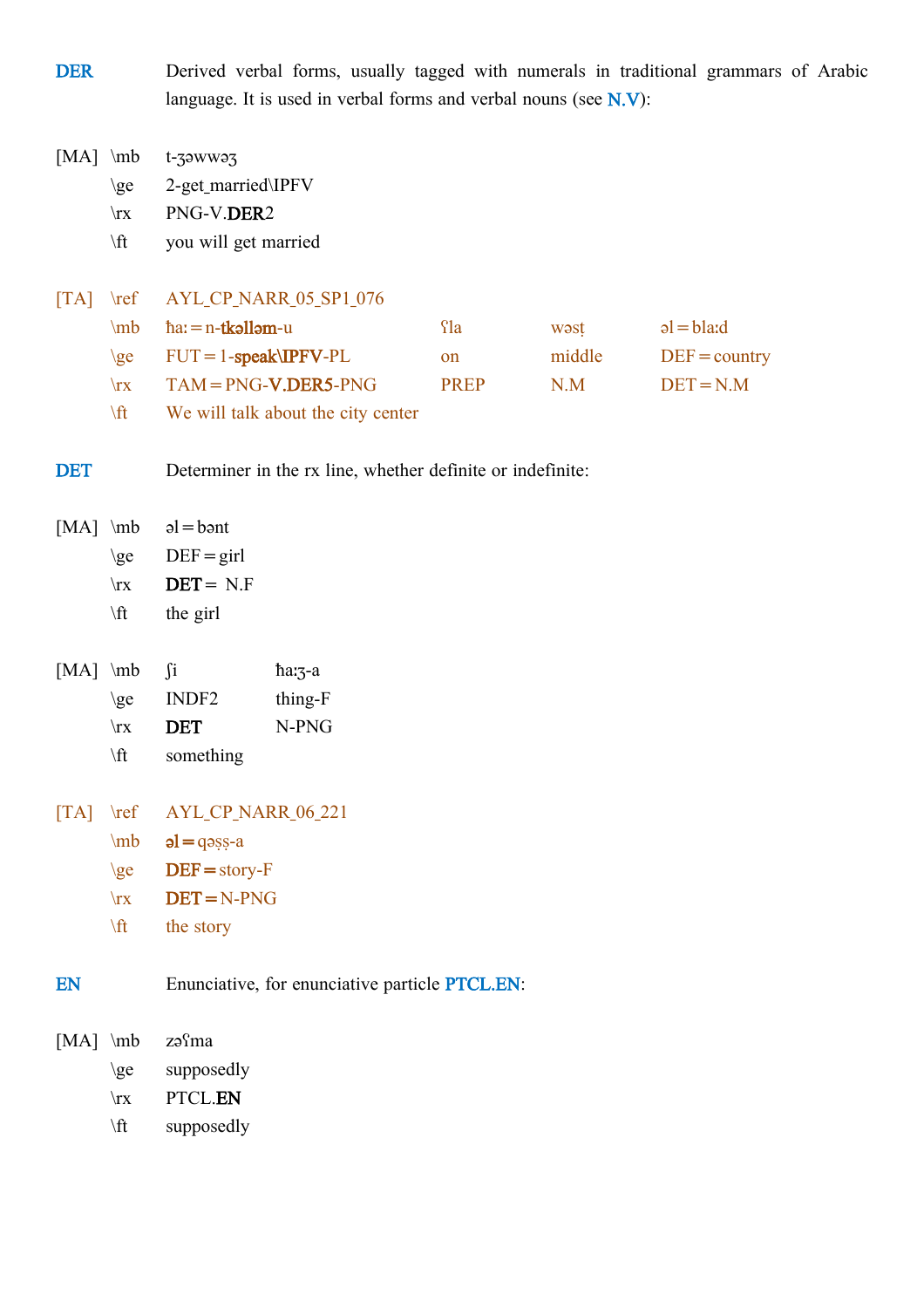**DER** Derived verbal forms, usually tagged with numerals in traditional grammars of Arabic language. It is used in verbal forms and verbal nouns (see **N.V**):

| [MA] | \mb | t-ʒəwwəʒ |
|---|---|---|
| | \ge | 2-get_married\IPFV |
| | \rx | PNG-V.**DER**2 |
| | \ft | you will get married |

| [TA] | \ref | AYL_CP_NARR_05_SP1_076 | | | |
|---|---|---|---|---|---|
| | \mb | ħaː=n-**tkəlləm**-u | ʕla | wəsṭ | əl=blaːd |
| | \ge | FUT=1-**speak\IPFV**-PL | on | middle | DEF=country |
| | \rx | TAM=PNG-**V.DER5**-PNG | PREP | N.M | DET=N.M |
| | \ft | We will talk about the city center | | | |

**DET** Determiner in the rx line, whether definite or indefinite:

| [MA] | \mb | əl=bənt |
|---|---|---|
| | \ge | DEF=girl |
| | \rx | **DET**= N.F |
| | \ft | the girl |

| [MA] | \mb | ʃi | ħaːʒ-a |
|---|---|---|---|
| | \ge | INDF2 | thing-F |
| | \rx | **DET** | N-PNG |
| | \ft | something | |

| [TA] | \ref | AYL_CP_NARR_06_221 |
|---|---|---|
| | \mb | **əl=**qəṣṣ-a |
| | \ge | **DEF=**story-F |
| | \rx | **DET=**N-PNG |
| | \ft | the story |

**EN** Enunciative, for enunciative particle **PTCL.EN**:

| [MA] | \mb | zəʕma |
|---|---|---|
| | \ge | supposedly |
| | \rx | PTCL.**EN** |
| | \ft | supposedly |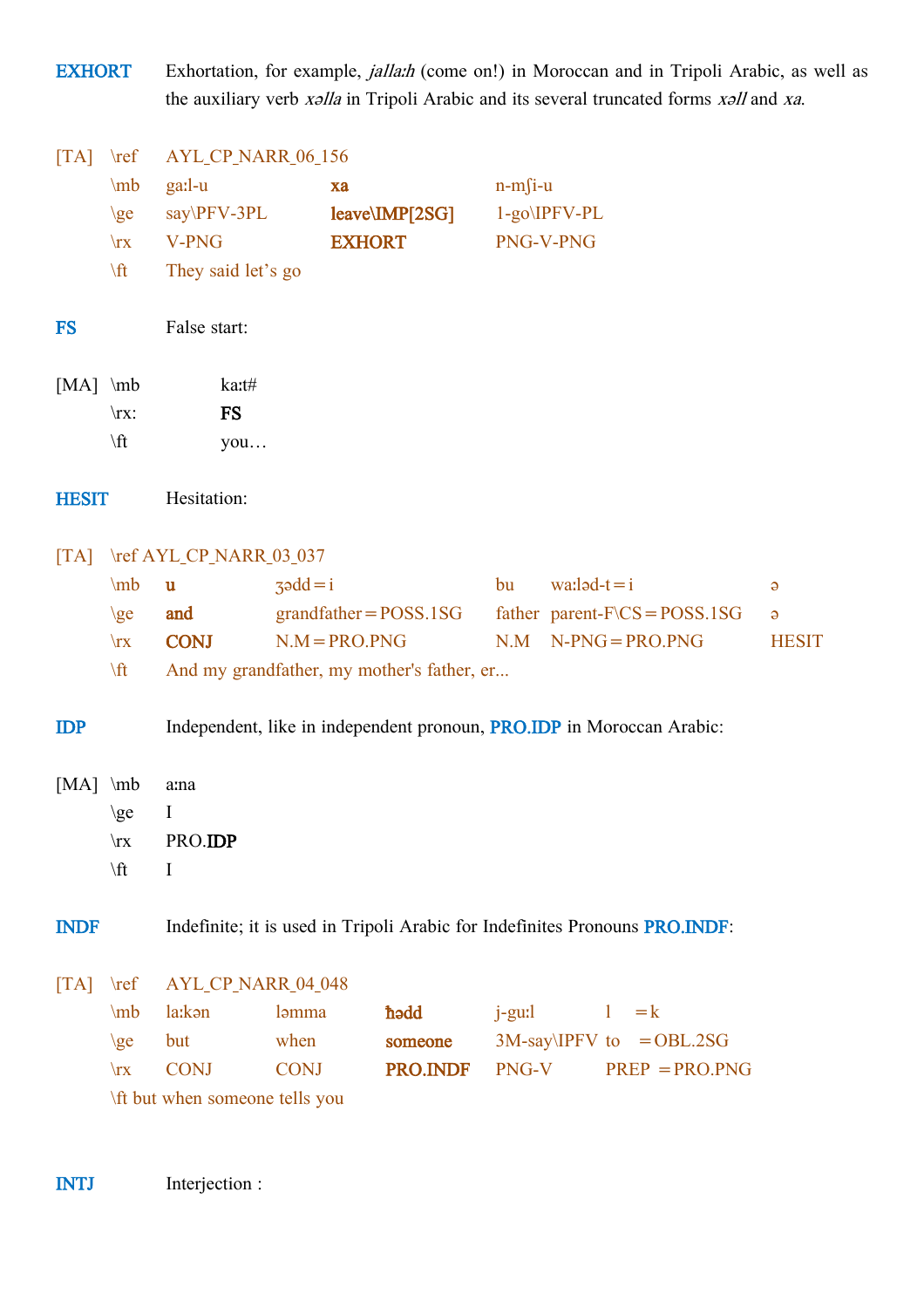**EXHORT** Exhortation, for example, *jallaːh* (come on!) in Moroccan and in Tripoli Arabic, as well as the auxiliary verb *xəlla* in Tripoli Arabic and its several truncated forms *xəll* and *xa*.

| [TA] | \ref | AYL_CP_NARR_06_156 | | |
|---|---|---|---|---|
| | \mb | gaːl-u | **xa** | n-mʃi-u |
| | \ge | say\PFV-3PL | **leave\IMP[2SG]** | 1-go\IPFV-PL |
| | \rx | V-PNG | **EXHORT** | PNG-V-PNG |
| | \ft | They said let's go | | |

**FS** False start:

| [MA] | \mb | kaːt# |
|---|---|---|
| | \rx: | **FS** |
| | \ft | you… |

**HESIT** Hesitation:

| [TA] | \ref AYL_CP_NARR_03_037 | | | | | |
|---|---|---|---|---|---|---|
| | \mb | **u** | ʒədd = i | bu | waːləd-t = i | ə |
| | \ge | **and** | grandfather = POSS.1SG | father | parent-F\CS = POSS.1SG | ə |
| | \rx | **CONJ** | N.M = PRO.PNG | N.M | N-PNG = PRO.PNG | HESIT |
| | \ft | And my grandfather, my mother's father, er... | | | | |

**IDP** Independent, like in independent pronoun, **PRO.IDP** in Moroccan Arabic:

| [MA] | \mb | aːna |
|---|---|---|
| | \ge | I |
| | \rx | PRO.**IDP** |
| | \ft | I |

**INDF** Indefinite; it is used in Tripoli Arabic for Indefinites Pronouns **PRO.INDF**:

| [TA] | \ref | AYL_CP_NARR_04_048 | | | | | |
|---|---|---|---|---|---|---|---|
| | \mb | laːkən | ləmma | **ħədd** | j-guːl | l | = k |
| | \ge | but | when | **someone** | 3M-say\IPFV | to | = OBL.2SG |
| | \rx | CONJ | CONJ | **PRO.INDF** | PNG-V | PREP | = PRO.PNG |
| | \ft but when someone tells you | | | | | | |

**INTJ** Interjection :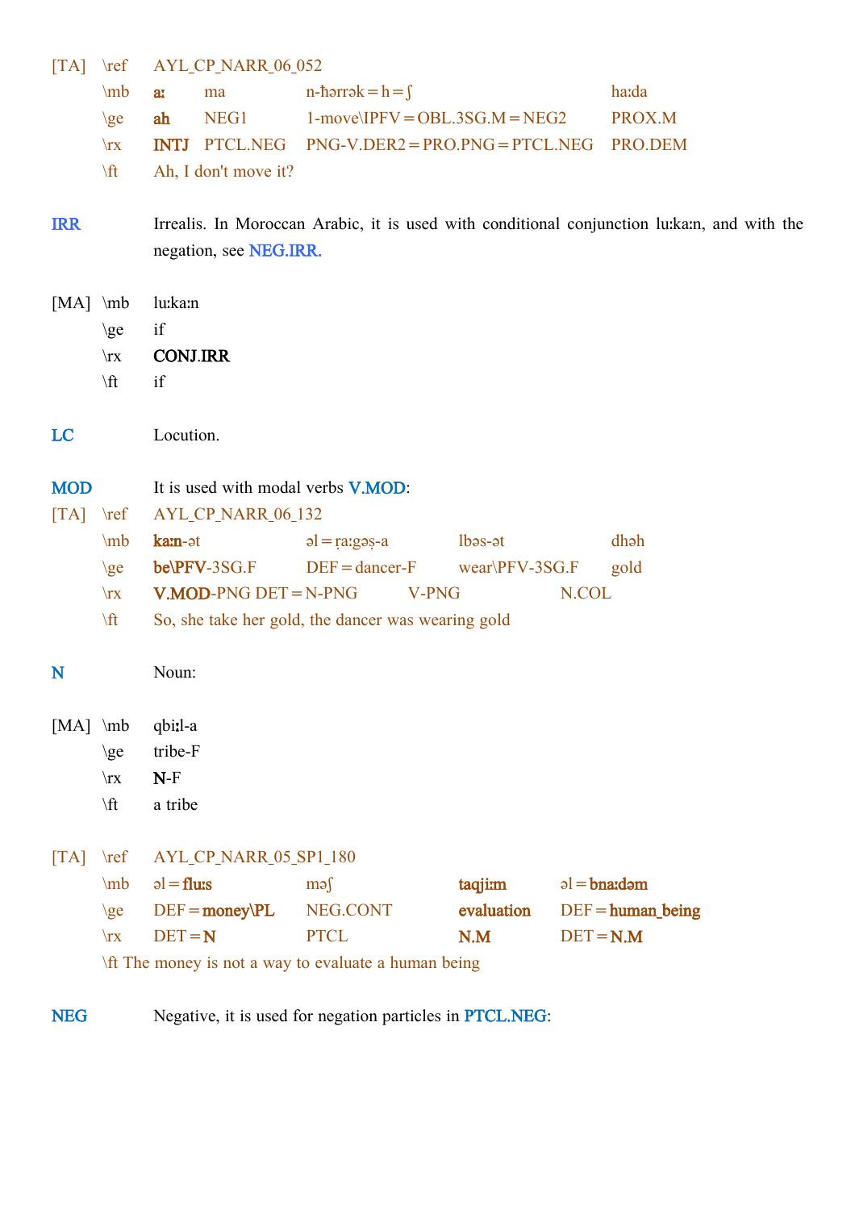[TA] \ref AYL_CP_NARR_06_052

| \mb | a: | ma | n-ħərrək=h=ʃ | ha:da |
|---|---|---|---|---|
| \ge | ah | NEG1 | 1-move\IPFV=OBL.3SG.M=NEG2 | PROX.M |
| \rx | INTJ | PTCL.NEG | PNG-V.DER2=PRO.PNG=PTCL.NEG | PRO.DEM |

\ft Ah, I don't move it?

**IRR** Irrealis. In Moroccan Arabic, it is used with conditional conjunction lu:ka:n, and with the negation, see NEG.IRR.

[MA]
\mb lu:ka:n
\ge if
\rx CONJ.IRR
\ft if

**LC** Locution.

**MOD** It is used with modal verbs V.MOD:

[TA] \ref AYL_CP_NARR_06_132

| \mb | ka:n-ət | əl=ṛa:gəṣ-a | lbəs-ət | dhəh |
|---|---|---|---|---|
| \ge | be\PFV-3SG.F | DEF=dancer-F | wear\PFV-3SG.F | gold |
| \rx | V.MOD-PNG | DET=N-PNG | V-PNG | N.COL |

\ft So, she take her gold, the dancer was wearing gold

**N** Noun:

[MA]
\mb qbi:l-a
\ge tribe-F
\rx N-F
\ft a tribe

[TA] \ref AYL_CP_NARR_05_SP1_180

| \mb | əl=flu:s | məʃ | taqji:m | əl=bna:dəm |
|---|---|---|---|---|
| \ge | DEF=money\PL | NEG.CONT | evaluation | DEF=human_being |
| \rx | DET=N | PTCL | N.M | DET=N.M |

\ft The money is not a way to evaluate a human being

**NEG** Negative, it is used for negation particles in PTCL.NEG: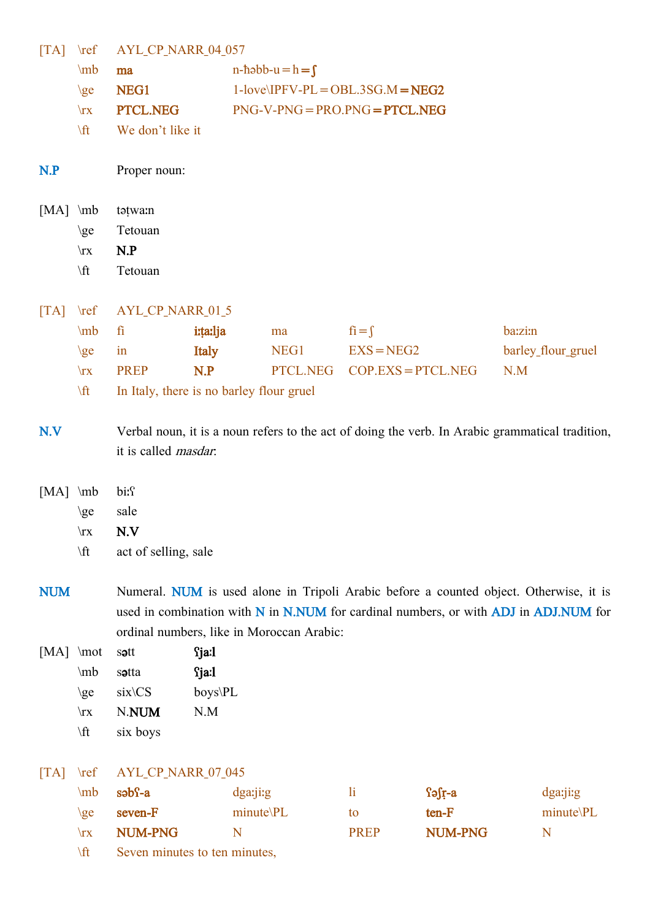[TA] \ref AYL_CP_NARR_04_057

| | | |
|---|---|---|
| \mb | **ma** | n-ħəbb-u=h**=ʃ** |
| \ge | **NEG1** | 1-love\IPFV-PL=OBL.3SG.M**=NEG2** |
| \rx | **PTCL.NEG** | PNG-V-PNG=PRO.PNG**=PTCL.NEG** |

\ft We don't like it

**N.P** Proper noun:

[MA]

| | |
|---|---|
| \mb | təṭwaːn |
| \ge | Tetouan |
| \rx | **N.P** |
| \ft | Tetouan |

[TA] \ref AYL_CP_NARR_01_5

| | | | | | |
|---|---|---|---|---|---|
| \mb | fi | **iːṭaːlja** | ma | fi=ʃ | baːziːn |
| \ge | in | **Italy** | NEG1 | EXS=NEG2 | barley_flour_gruel |
| \rx | PREP | **N.P** | PTCL.NEG | COP.EXS=PTCL.NEG | N.M |

\ft In Italy, there is no barley flour gruel

**N.V** Verbal noun, it is a noun refers to the act of doing the verb. In Arabic grammatical tradition, it is called *masdar*.

[MA]

| | |
|---|---|
| \mb | biːʕ |
| \ge | sale |
| \rx | **N.V** |
| \ft | act of selling, sale |

**NUM** Numeral. **NUM** is used alone in Tripoli Arabic before a counted object. Otherwise, it is used in combination with **N** in **N.NUM** for cardinal numbers, or with **ADJ** in **ADJ.NUM** for ordinal numbers, like in Moroccan Arabic:

[MA]

| | | |
|---|---|---|
| \mot | sətt | **ʕjaːl** |
| \mb | sətta | **ʕjaːl** |
| \ge | six\CS | boys\PL |
| \rx | N.**NUM** | N.M |

\ft six boys

[TA] \ref AYL_CP_NARR_07_045

| | | | | | |
|---|---|---|---|---|---|
| \mb | **səbʕ-a** | dgaːjiːg | li | **ʕəʃṛ-a** | dgaːjiːg |
| \ge | **seven-F** | minute\PL | to | **ten-F** | minute\PL |
| \rx | **NUM-PNG** | N | PREP | **NUM-PNG** | N |

\ft Seven minutes to ten minutes,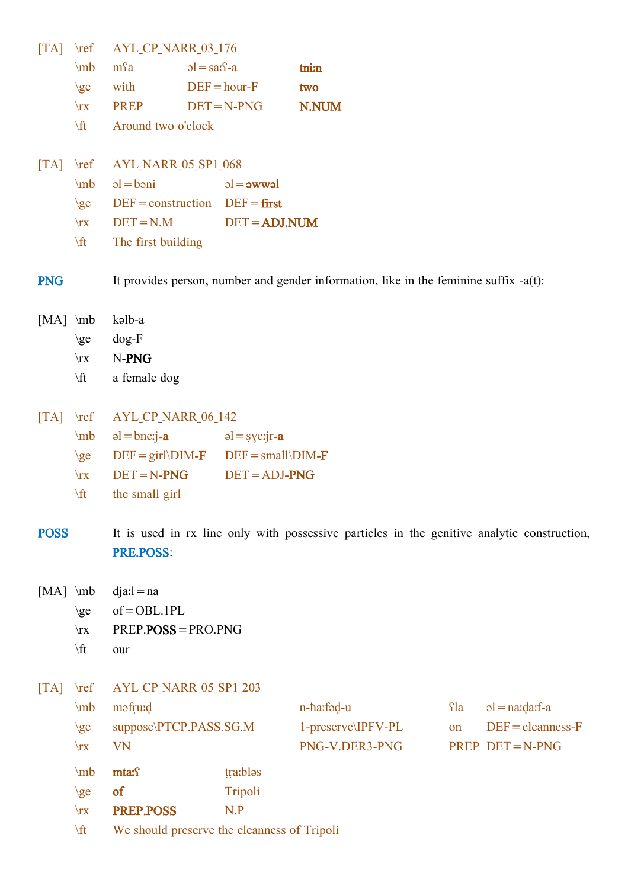[TA] \ref AYL_CP_NARR_03_176

| | | | |
|---|---|---|---|
| \mb | mʕa | əl=saːʕ-a | tniːn |
| \ge | with | DEF=hour-F | two |
| \rx | PREP | DET=N-PNG | N.NUM |
| \ft | Around two o'clock | | |

[TA] \ref AYL_NARR_05_SP1_068

| | | |
|---|---|---|
| \mb | əl=bəni | əl=əwwəl |
| \ge | DEF=construction | DEF=first |
| \rx | DET=N.M | DET=ADJ.NUM |
| \ft | The first building | |

**PNG** It provides person, number and gender information, like in the feminine suffix -a(t):

[MA]

| | |
|---|---|
| \mb | kəlb-a |
| \ge | dog-F |
| \rx | N-PNG |
| \ft | a female dog |

[TA] \ref AYL_CP_NARR_06_142

| | | |
|---|---|---|
| \mb | əl=bneːj-a | əl=ṣɣeːjr-a |
| \ge | DEF=girl\DIM-F | DEF=small\DIM-F |
| \rx | DET=N-PNG | DET=ADJ-PNG |
| \ft | the small girl | |

**POSS** It is used in rx line only with possessive particles in the genitive analytic construction, PRE.POSS:

[MA]

| | |
|---|---|
| \mb | djaːl=na |
| \ge | of=OBL.1PL |
| \rx | PREP.POSS=PRO.PNG |
| \ft | our |

[TA] \ref AYL_CP_NARR_05_SP1_203

| | | | | |
|---|---|---|---|---|
| \mb | məfṛuːḍ | n-ħaːfəḍ-u | ʕla | əl=naːḍaːf-a |
| \ge | suppose\PTCP.PASS.SG.M | 1-preserve\IPFV-PL | on | DEF=cleanness-F |
| \rx | VN | PNG-V.DER3-PNG | PREP | DET=N-PNG |

| | | |
|---|---|---|
| \mb | mtaːʕ | ṭṛaːbləs |
| \ge | of | Tripoli |
| \rx | PREP.POSS | N.P |
| \ft | We should preserve the cleanness of Tripoli | |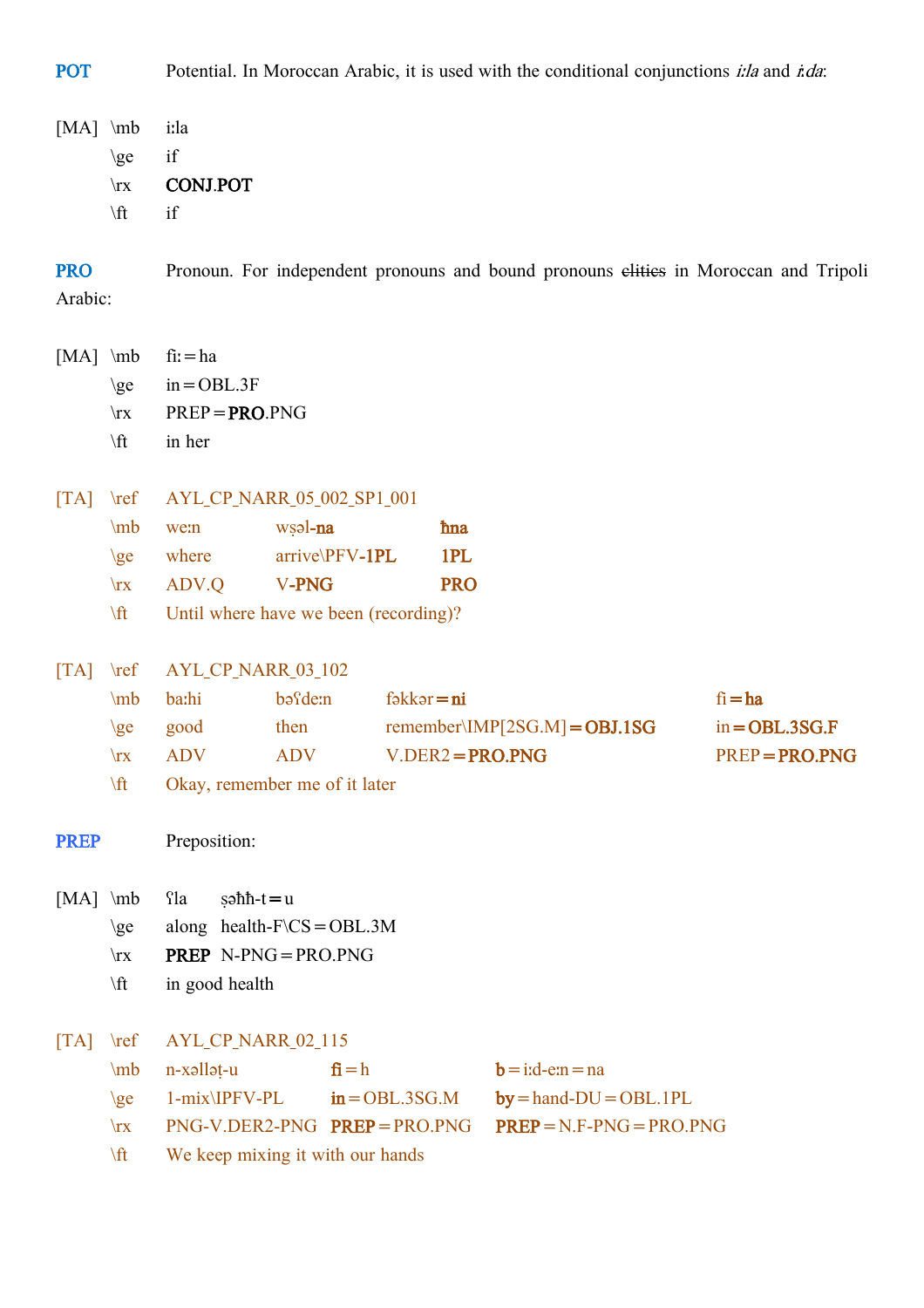**POT** Potential. In Moroccan Arabic, it is used with the conditional conjunctions *iːla* and *iːda*:

| [MA] | \mb | iːla |
|---|---|---|
| | \ge | if |
| | \rx | **CONJ.POT** |
| | \ft | if |

**PRO** Pronoun. For independent pronouns and bound pronouns ~~clitics~~ in Moroccan and Tripoli Arabic:

| [MA] | \mb | fiː=ha |
|---|---|---|
| | \ge | in=OBL.3F |
| | \rx | PREP=**PRO**.PNG |
| | \ft | in her |

| [TA] | \ref | AYL_CP_NARR_05_002_SP1_001 | | |
|---|---|---|---|---|
| | \mb | weːn | wṣəl-**na** | **ħna** |
| | \ge | where | arrive\PFV-**1PL** | **1PL** |
| | \rx | ADV.Q | V-**PNG** | **PRO** |
| | \ft | Until where have we been (recording)? | | |

| [TA] | \ref | AYL_CP_NARR_03_102 | | | |
|---|---|---|---|---|---|
| | \mb | baːhi | bəʕdeːn | fəkkər=**ni** | fi=**ha** |
| | \ge | good | then | remember\IMP[2SG.M]=**OBJ.1SG** | in=**OBL.3SG.F** |
| | \rx | ADV | ADV | V.DER2=**PRO.PNG** | PREP=**PRO.PNG** |
| | \ft | Okay, remember me of it later | | | |

**PREP** Preposition:

| [MA] | \mb | ʕla | ṣəħħ-t=u |
|---|---|---|---|
| | \ge | along | health-F\CS=OBL.3M |
| | \rx | **PREP** | N-PNG=PRO.PNG |
| | \ft | in good health | |

| [TA] | \ref | AYL_CP_NARR_02_115 | | |
|---|---|---|---|---|
| | \mb | n-xəlləṭ-u | **fi**=h | **b**=iːd-eːn=na |
| | \ge | 1-mix\IPFV-PL | **in**=OBL.3SG.M | **by**=hand-DU=OBL.1PL |
| | \rx | PNG-V.DER2-PNG | **PREP**=PRO.PNG | **PREP**=N.F-PNG=PRO.PNG |
| | \ft | We keep mixing it with our hands | | |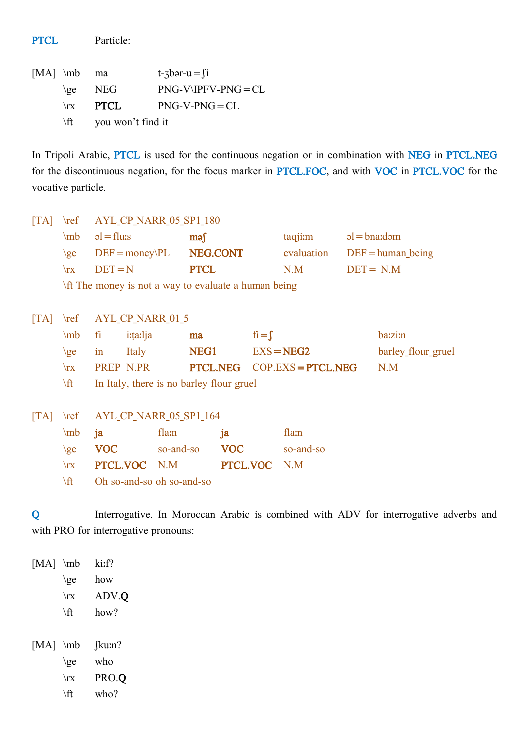**PTCL** Particle:

| [MA] | \mb | ma | t-ʒbər-u=ʃi |
|---|---|---|---|
| | \ge | NEG | PNG-V\IPFV-PNG=CL |
| | \rx | **PTCL** | PNG-V-PNG=CL |
| | \ft | you won't find it | |

In Tripoli Arabic, **PTCL** is used for the continuous negation or in combination with **NEG** in **PTCL.NEG** for the discontinuous negation, for the focus marker in **PTCL.FOC**, and with **VOC** in **PTCL.VOC** for the vocative particle.

| [TA] | \ref | AYL_CP_NARR_05_SP1_180 | | | |
|---|---|---|---|---|---|
| | \mb | əl=fluːs | **məʃ** | taqjiːm | əl=bnaːdəm |
| | \ge | DEF=money\PL | **NEG.CONT** | evaluation | DEF=human_being |
| | \rx | DET=N | **PTCL** | N.M | DET= N.M |
| | \ft The money is not a way to evaluate a human being | | | | |

| [TA] | \ref | AYL_CP_NARR_01_5 | | | | |
|---|---|---|---|---|---|---|
| | \mb | fi | iːṭaːlja | **ma** | fi=**ʃ** | baːziːn |
| | \ge | in | Italy | **NEG1** | EXS=**NEG2** | barley_flour_gruel |
| | \rx | PREP | N.PR | **PTCL.NEG** | COP.EXS=**PTCL.NEG** | N.M |
| | \ft | In Italy, there is no barley flour gruel | | | | |

| [TA] | \ref | AYL_CP_NARR_05_SP1_164 | | | |
|---|---|---|---|---|---|
| | \mb | **ja** | flaːn | **ja** | flaːn |
| | \ge | **VOC** | so-and-so | **VOC** | so-and-so |
| | \rx | **PTCL.VOC** | N.M | **PTCL.VOC** | N.M |
| | \ft | Oh so-and-so oh so-and-so | | | |

**Q** Interrogative. In Moroccan Arabic is combined with ADV for interrogative adverbs and with PRO for interrogative pronouns:

| [MA] | \mb | kiːf? |
|---|---|---|
| | \ge | how |
| | \rx | ADV.**Q** |
| | \ft | how? |

| [MA] | \mb | ʃkuːn? |
|---|---|---|
| | \ge | who |
| | \rx | PRO.**Q** |
| | \ft | who? |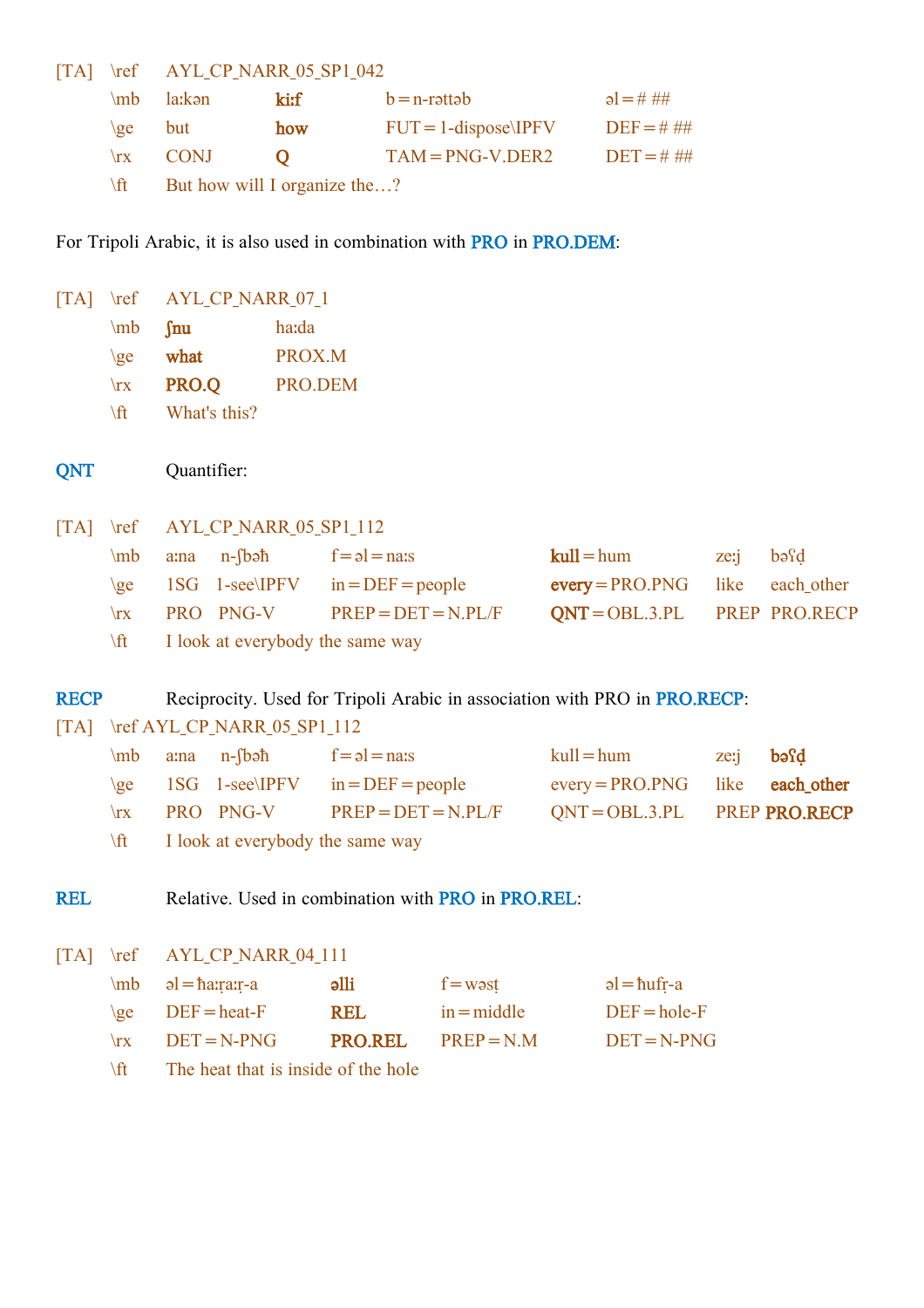[TA] \ref AYL_CP_NARR_05_SP1_042

| | | | | |
|---|---|---|---|---|
| \mb | laːkən | **kiːf** | b=n-rəttəb | əl=# ## |
| \ge | but | **how** | FUT=1-dispose\IPFV | DEF=# ## |
| \rx | CONJ | **Q** | TAM=PNG-V.DER2 | DET=# ## |
| \ft | But how will I organize the…? | | | |

For Tripoli Arabic, it is also used in combination with PRO in PRO.DEM:

[TA] \ref AYL_CP_NARR_07_1

| | | |
|---|---|---|
| \mb | **ʃnu** | haːda |
| \ge | **what** | PROX.M |
| \rx | **PRO.Q** | PRO.DEM |
| \ft | What's this? | |

QNT Quantifier:

[TA] \ref AYL_CP_NARR_05_SP1_112

| | | | | | | |
|---|---|---|---|---|---|---|
| \mb | aːna | n-ʃbəħ | f=əl=naːs | **kull**=hum | zeːj | bəʕḍ |
| \ge | 1SG | 1-see\IPFV | in=DEF=people | **every**=PRO.PNG | like | each_other |
| \rx | PRO | PNG-V | PREP=DET=N.PL/F | **QNT**=OBL.3.PL | PREP | PRO.RECP |
| \ft | I look at everybody the same way | | | | | |

RECP Reciprocity. Used for Tripoli Arabic in association with PRO in PRO.RECP:

[TA] \ref AYL_CP_NARR_05_SP1_112

| | | | | | | |
|---|---|---|---|---|---|---|
| \mb | aːna | n-ʃbəħ | f=əl=naːs | kull=hum | zeːj | **bəʕḍ** |
| \ge | 1SG | 1-see\IPFV | in=DEF=people | every=PRO.PNG | like | **each_other** |
| \rx | PRO | PNG-V | PREP=DET=N.PL/F | QNT=OBL.3.PL | PREP | **PRO.RECP** |
| \ft | I look at everybody the same way | | | | | |

REL Relative. Used in combination with PRO in PRO.REL:

[TA] \ref AYL_CP_NARR_04_111

| | | | | |
|---|---|---|---|---|
| \mb | əl=ħaːṛaːṛ-a | **əlli** | f=wəsṭ | əl=ħufṛ-a |
| \ge | DEF=heat-F | **REL** | in=middle | DEF=hole-F |
| \rx | DET=N-PNG | **PRO.REL** | PREP=N.M | DET=N-PNG |
| \ft | The heat that is inside of the hole | | | |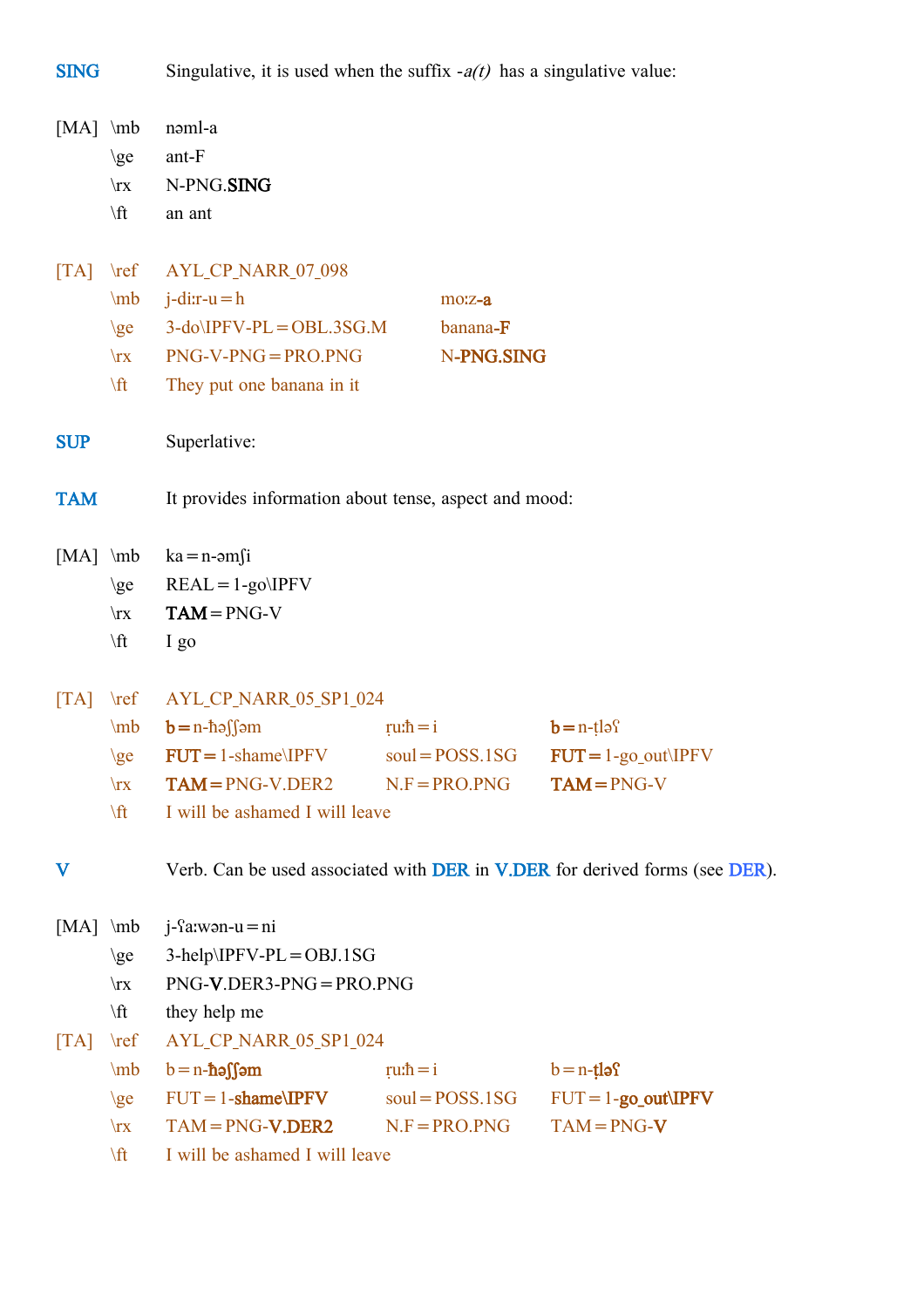**SING** Singulative, it is used when the suffix *-a(t)* has a singulative value:

| | | |
|---|---|---|
| [MA] | \mb | nəml-a |
| | \ge | ant-F |
| | \rx | N-PNG.**SING** |
| | \ft | an ant |

| | | | |
|---|---|---|---|
| [TA] | \ref | AYL_CP_NARR_07_098 | |
| | \mb | j-diːr-u=h | moːz-**a** |
| | \ge | 3-do\IPFV-PL=OBL.3SG.M | banana-**F** |
| | \rx | PNG-V-PNG=PRO.PNG | N-**PNG.SING** |
| | \ft | They put one banana in it | |

**SUP** Superlative:

**TAM** It provides information about tense, aspect and mood:

| | | |
|---|---|---|
| [MA] | \mb | ka=n-əmʃi |
| | \ge | REAL=1-go\IPFV |
| | \rx | **TAM**=PNG-V |
| | \ft | I go |

| | | | | |
|---|---|---|---|---|
| [TA] | \ref | AYL_CP_NARR_05_SP1_024 | | |
| | \mb | **b=**n-ħəʃʃəm | ṛuːħ=i | **b=**n-ṭləʕ |
| | \ge | **FUT=**1-shame\IPFV | soul=POSS.1SG | **FUT=**1-go_out\IPFV |
| | \rx | **TAM=**PNG-V.DER2 | N.F=PRO.PNG | **TAM=**PNG-V |
| | \ft | I will be ashamed I will leave | | |

**V** Verb. Can be used associated with **DER** in **V.DER** for derived forms (see **DER**).

| | | |
|---|---|---|
| [MA] | \mb | j-ʕaːwən-u=ni |
| | \ge | 3-help\IPFV-PL=OBJ.1SG |
| | \rx | PNG-**V**.DER3-PNG=PRO.PNG |
| | \ft | they help me |

| | | | | |
|---|---|---|---|---|
| [TA] | \ref | AYL_CP_NARR_05_SP1_024 | | |
| | \mb | b=n-**ħəʃʃəm** | ṛuːħ=i | b=n-**ṭləʕ** |
| | \ge | FUT=1-**shame\IPFV** | soul=POSS.1SG | FUT=1-**go_out\IPFV** |
| | \rx | TAM=PNG-**V.DER2** | N.F=PRO.PNG | TAM=PNG-**V** |
| | \ft | I will be ashamed I will leave | | |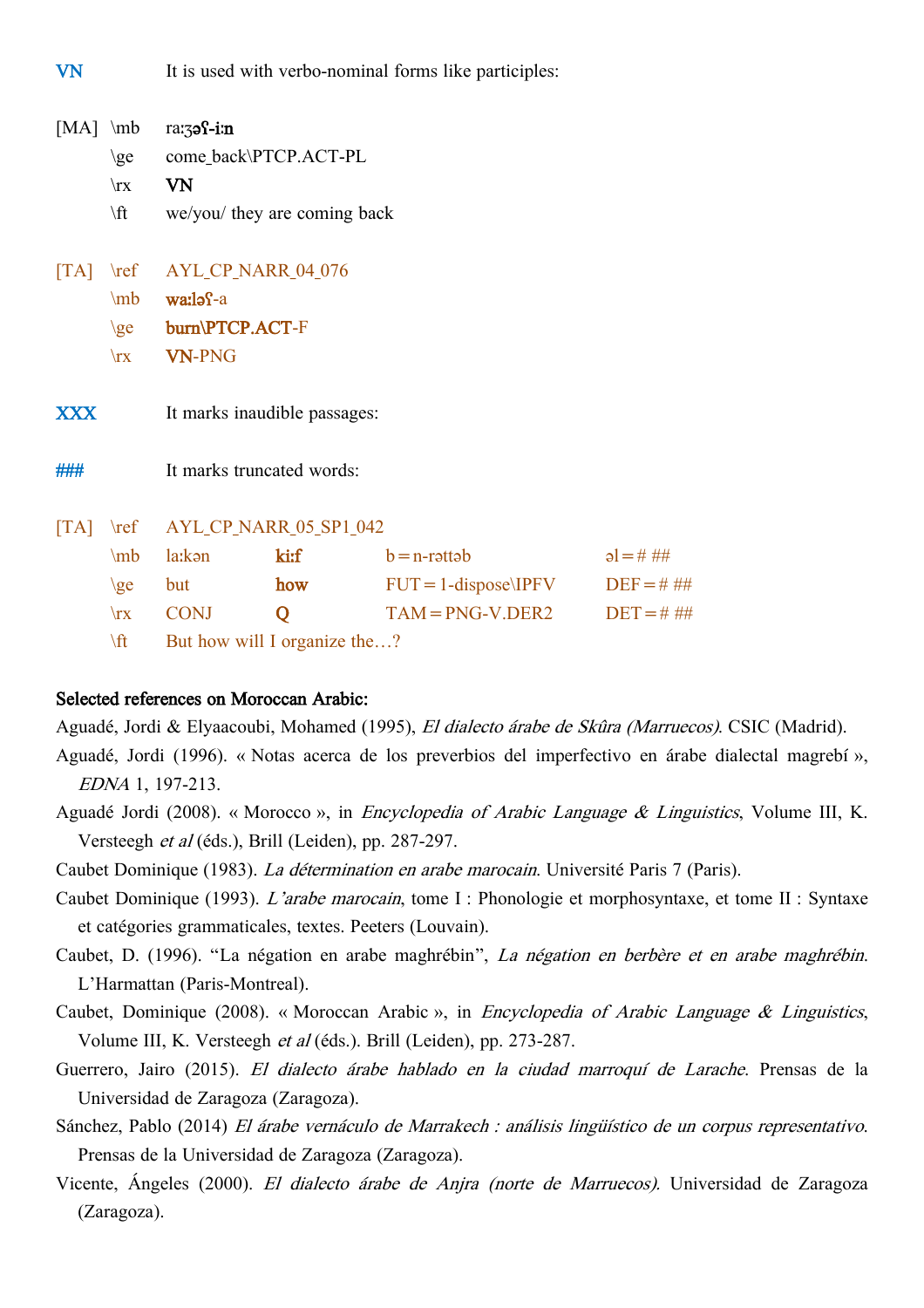**VN** It is used with verbo-nominal forms like participles:

| [MA] | \mb | **raːʒəʕ-iːn** |
|---|---|---|
| | \ge | come_back\PTCP.ACT-PL |
| | \rx | **VN** |
| | \ft | we/you/ they are coming back |

| [TA] | \ref | AYL_CP_NARR_04_076 |
|---|---|---|
| | \mb | **waːləʕ**-a |
| | \ge | **burn\PTCP.ACT**-F |
| | \rx | **VN**-PNG |

**XXX** It marks inaudible passages:

**###** It marks truncated words:

| [TA] | \ref | AYL_CP_NARR_05_SP1_042 | | | |
|---|---|---|---|---|---|
| | \mb | laːkən | **kiːf** | b = n-rəttəb | əl = # ## |
| | \ge | but | **how** | FUT = 1-dispose\IPFV | DEF = # ## |
| | \rx | CONJ | **Q** | TAM = PNG-V.DER2 | DET = # ## |
| | \ft | But how will I organize the…? | | | |

**Selected references on Moroccan Arabic:**

Aguadé, Jordi & Elyaacoubi, Mohamed (1995), *El dialecto árabe de Skûra (Marruecos).* CSIC (Madrid).

Aguadé, Jordi (1996). « Notas acerca de los preverbios del imperfectivo en árabe dialectal magrebí », *EDNA* 1, 197-213.

Aguadé Jordi (2008). « Morocco », in *Encyclopedia of Arabic Language & Linguistics*, Volume III, K. Versteegh *et al* (éds.), Brill (Leiden), pp. 287-297.

Caubet Dominique (1983). *La détermination en arabe marocain*. Université Paris 7 (Paris).

Caubet Dominique (1993). *L'arabe marocain*, tome I : Phonologie et morphosyntaxe, et tome II : Syntaxe et catégories grammaticales, textes. Peeters (Louvain).

Caubet, D. (1996). "La négation en arabe maghrébin", *La négation en berbère et en arabe maghrébin.* L'Harmattan (Paris-Montreal).

Caubet, Dominique (2008). « Moroccan Arabic », in *Encyclopedia of Arabic Language & Linguistics*, Volume III, K. Versteegh *et al* (éds.). Brill (Leiden), pp. 273-287.

Guerrero, Jairo (2015). *El dialecto árabe hablado en la ciudad marroquí de Larache*. Prensas de la Universidad de Zaragoza (Zaragoza).

Sánchez, Pablo (2014) *El árabe vernáculo de Marrakech : análisis lingüístico de un corpus representativo*. Prensas de la Universidad de Zaragoza (Zaragoza).

Vicente, Ángeles (2000). *El dialecto árabe de Anjra (norte de Marruecos).* Universidad de Zaragoza (Zaragoza).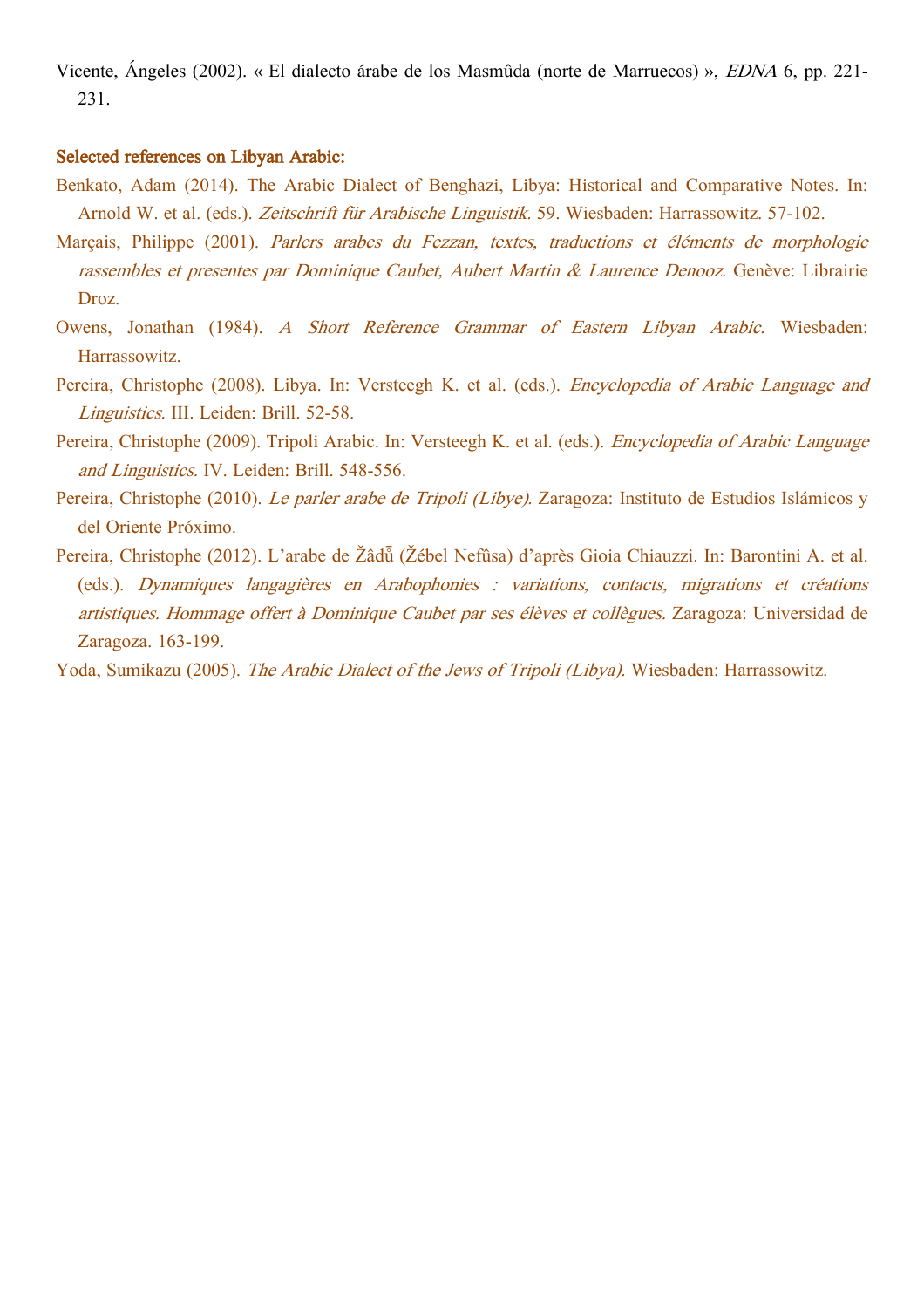Vicente, Ángeles (2002). « El dialecto árabe de los Masmûda (norte de Marruecos) », *EDNA* 6, pp. 221-231.

**Selected references on Libyan Arabic:**

Benkato, Adam (2014). The Arabic Dialect of Benghazi, Libya: Historical and Comparative Notes. In: Arnold W. et al. (eds.). *Zeitschrift für Arabische Linguistik.* 59. Wiesbaden: Harrassowitz. 57-102.

Marçais, Philippe (2001). *Parlers arabes du Fezzan, textes, traductions et éléments de morphologie rassembles et presentes par Dominique Caubet, Aubert Martin & Laurence Denooz.* Genève: Librairie Droz.

Owens, Jonathan (1984). *A Short Reference Grammar of Eastern Libyan Arabic.* Wiesbaden: Harrassowitz.

Pereira, Christophe (2008). Libya. In: Versteegh K. et al. (eds.). *Encyclopedia of Arabic Language and Linguistics.* III. Leiden: Brill. 52-58.

Pereira, Christophe (2009). Tripoli Arabic. In: Versteegh K. et al. (eds.). *Encyclopedia of Arabic Language and Linguistics.* IV. Leiden: Brill. 548-556.

Pereira, Christophe (2010). *Le parler arabe de Tripoli (Libye).* Zaragoza: Instituto de Estudios Islámicos y del Oriente Próximo.

Pereira, Christophe (2012). L'arabe de Žâdṻ (Žébel Nefûsa) d'après Gioia Chiauzzi. In: Barontini A. et al. (eds.). *Dynamiques langagières en Arabophonies : variations, contacts, migrations et créations artistiques. Hommage offert à Dominique Caubet par ses élèves et collègues.* Zaragoza: Universidad de Zaragoza. 163-199.

Yoda, Sumikazu (2005). *The Arabic Dialect of the Jews of Tripoli (Libya).* Wiesbaden: Harrassowitz.